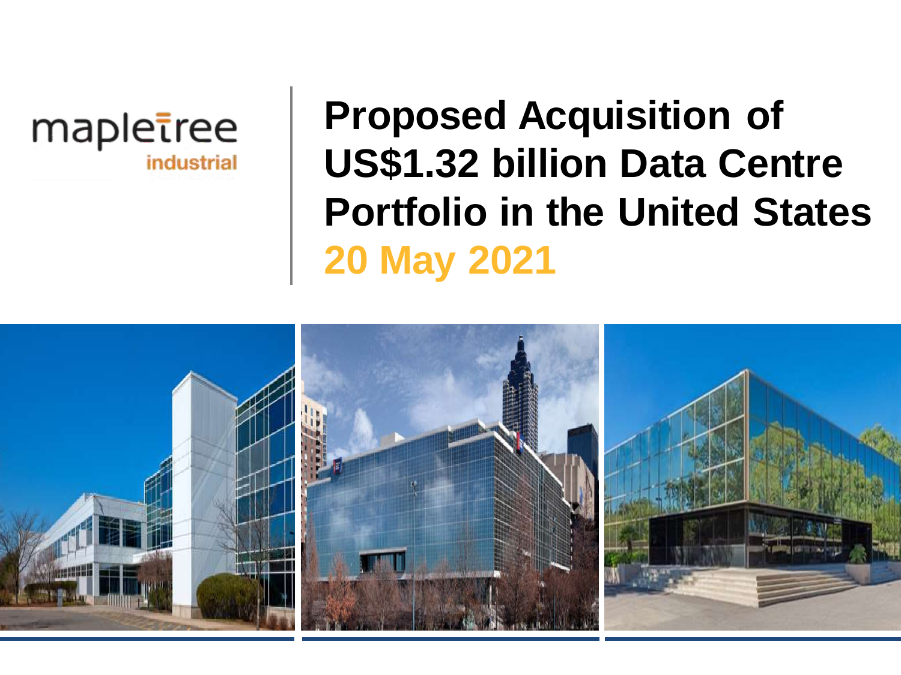mapletree industrial

# Proposed Acquisition of US$1.32 billion Data Centre Portfolio in the United States

**20 May 2021**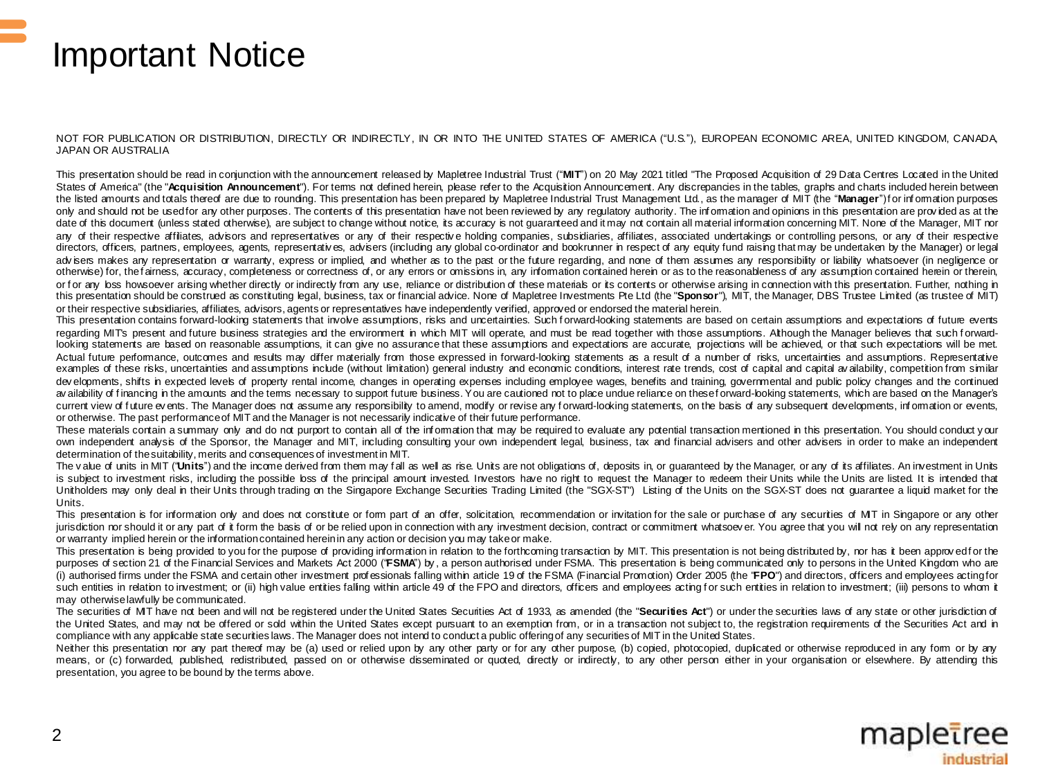# Important Notice

NOT FOR PUBLICATION OR DISTRIBUTION, DIRECTLY OR INDIRECTLY, IN OR INTO THE UNITED STATES OF AMERICA ("U.S."), EUROPEAN ECONOMIC AREA, UNITED KINGDOM, CANADA, JAPAN OR AUSTRALIA

This presentation should be read in conjunction with the announcement released by Mapletree Industrial Trust ("**MIT**") on 20 May 2021 titled "The Proposed Acquisition of 29 Data Centres Located in the United States of America" (the "**Acquisition Announcement**"). For terms not defined herein, please refer to the Acquisition Announcement. Any discrepancies in the tables, graphs and charts included herein between the listed amounts and totals thereof are due to rounding. This presentation has been prepared by Mapletree Industrial Trust Management Ltd., as the manager of MIT (the "**Manager**") for information purposes only and should not be used for any other purposes. The contents of this presentation have not been reviewed by any regulatory authority. The information and opinions in this presentation are provided as at the date of this document (unless stated otherwise), are subject to change without notice, its accuracy is not guaranteed and it may not contain all material information concerning MIT. None of the Manager, MIT nor any of their respective affiliates, advisors and representatives or any of their respective holding companies, subsidiaries, affiliates, associated undertakings or controlling persons, or any of their respective directors, officers, partners, employees, agents, representatives, advisers (including any global co-ordinator and bookrunner in respect of any equity fund raising that may be undertaken by the Manager) or legal advisers makes any representation or warranty, express or implied, and whether as to the past or the future regarding, and none of them assumes any responsibility or liability whatsoever (in negligence or otherwise) for, the fairness, accuracy, completeness or correctness of, or any errors or omissions in, any information contained herein or as to the reasonableness of any assumption contained herein or therein, or for any loss howsoever arising whether directly or indirectly from any use, reliance or distribution of these materials or its contents or otherwise arising in connection with this presentation. Further, nothing in this presentation should be construed as constituting legal, business, tax or financial advice. None of Mapletree Investments Pte Ltd (the "**Sponsor**"), MIT, the Manager, DBS Trustee Limited (as trustee of MIT) or their respective subsidiaries, affiliates, advisors, agents or representatives have independently verified, approved or endorsed the material herein.

This presentation contains forward-looking statements that involve assumptions, risks and uncertainties. Such forward-looking statements are based on certain assumptions and expectations of future events regarding MIT's present and future business strategies and the environment in which MIT will operate, and must be read together with those assumptions. Although the Manager believes that such forward-looking statements are based on reasonable assumptions, it can give no assurance that these assumptions and expectations are accurate, projections will be achieved, or that such expectations will be met. Actual future performance, outcomes and results may differ materially from those expressed in forward-looking statements as a result of a number of risks, uncertainties and assumptions. Representative examples of these risks, uncertainties and assumptions include (without limitation) general industry and economic conditions, interest rate trends, cost of capital and capital availability, competition from similar developments, shifts in expected levels of property rental income, changes in operating expenses including employee wages, benefits and training, governmental and public policy changes and the continued availability of financing in the amounts and the terms necessary to support future business. You are cautioned not to place undue reliance on these forward-looking statements, which are based on the Manager's current view of future events. The Manager does not assume any responsibility to amend, modify or revise any forward-looking statements, on the basis of any subsequent developments, information or events, or otherwise. The past performance of MIT and the Manager is not necessarily indicative of their future performance.

These materials contain a summary only and do not purport to contain all of the information that may be required to evaluate any potential transaction mentioned in this presentation. You should conduct your own independent analysis of the Sponsor, the Manager and MIT, including consulting your own independent legal, business, tax and financial advisers and other advisers in order to make an independent determination of the suitability, merits and consequences of investment in MIT.

The value of units in MIT ("**Units**") and the income derived from them may fall as well as rise. Units are not obligations of, deposits in, or guaranteed by the Manager, or any of its affiliates. An investment in Units is subject to investment risks, including the possible loss of the principal amount invested. Investors have no right to request the Manager to redeem their Units while the Units are listed. It is intended that Unitholders may only deal in their Units through trading on the Singapore Exchange Securities Trading Limited (the "SGX-ST") Listing of the Units on the SGX-ST does not guarantee a liquid market for the Units.

This presentation is for information only and does not constitute or form part of an offer, solicitation, recommendation or invitation for the sale or purchase of any securities of MIT in Singapore or any other jurisdiction nor should it or any part of it form the basis of or be relied upon in connection with any investment decision, contract or commitment whatsoever. You agree that you will not rely on any representation or warranty implied herein or the information contained herein in any action or decision you may take or make.

This presentation is being provided to you for the purpose of providing information in relation to the forthcoming transaction by MIT. This presentation is not being distributed by, nor has it been approved for the purposes of section 21 of the Financial Services and Markets Act 2000 ("**FSMA**") by, a person authorised under FSMA. This presentation is being communicated only to persons in the United Kingdom who are (i) authorised firms under the FSMA and certain other investment professionals falling within article 19 of the FSMA (Financial Promotion) Order 2005 (the "**FPO**") and directors, officers and employees acting for such entities in relation to investment; or (ii) high value entities falling within article 49 of the FPO and directors, officers and employees acting for such entities in relation to investment; (iii) persons to whom it may otherwise lawfully be communicated.

The securities of MIT have not been and will not be registered under the United States Securities Act of 1933, as amended (the "**Securities Act**") or under the securities laws of any state or other jurisdiction of the United States, and may not be offered or sold within the United States except pursuant to an exemption from, or in a transaction not subject to, the registration requirements of the Securities Act and in compliance with any applicable state securities laws. The Manager does not intend to conduct a public offering of any securities of MIT in the United States.

Neither this presentation nor any part thereof may be (a) used or relied upon by any other party or for any other purpose, (b) copied, photocopied, duplicated or otherwise reproduced in any form or by any means, or (c) forwarded, published, redistributed, passed on or otherwise disseminated or quoted, directly or indirectly, to any other person either in your organisation or elsewhere. By attending this presentation, you agree to be bound by the terms above.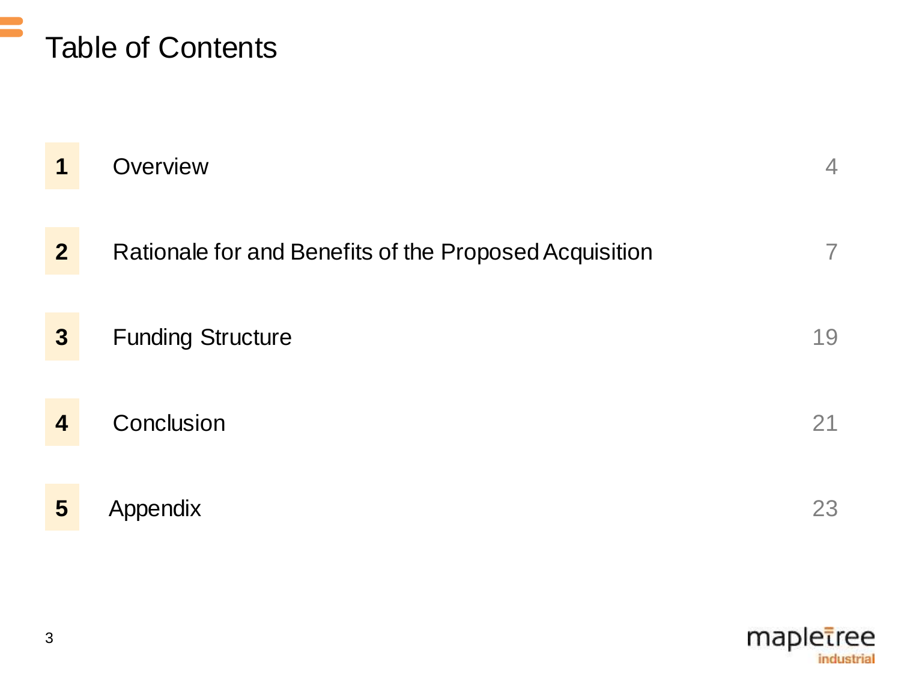# Table of Contents

| | | |
|---|---|---|
| 1 | Overview | 4 |
| 2 | Rationale for and Benefits of the Proposed Acquisition | 7 |
| 3 | Funding Structure | 19 |
| 4 | Conclusion | 21 |
| 5 | Appendix | 23 |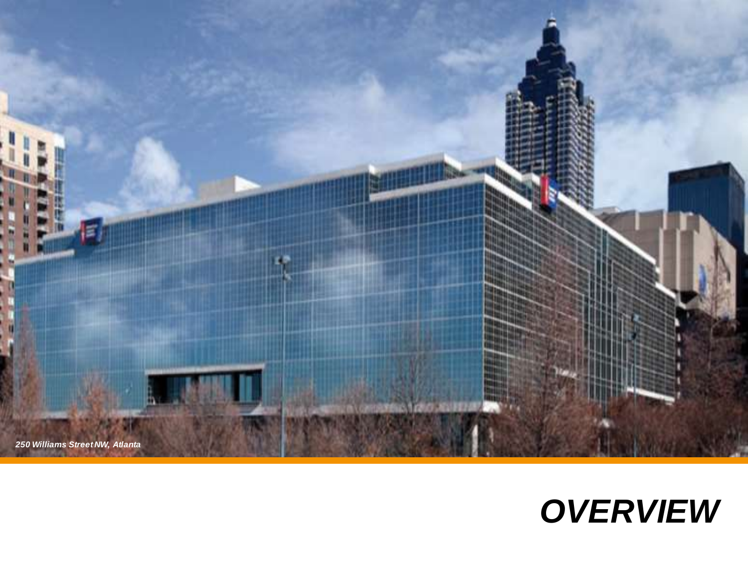*250 Williams Street NW, Atlanta*

# *OVERVIEW*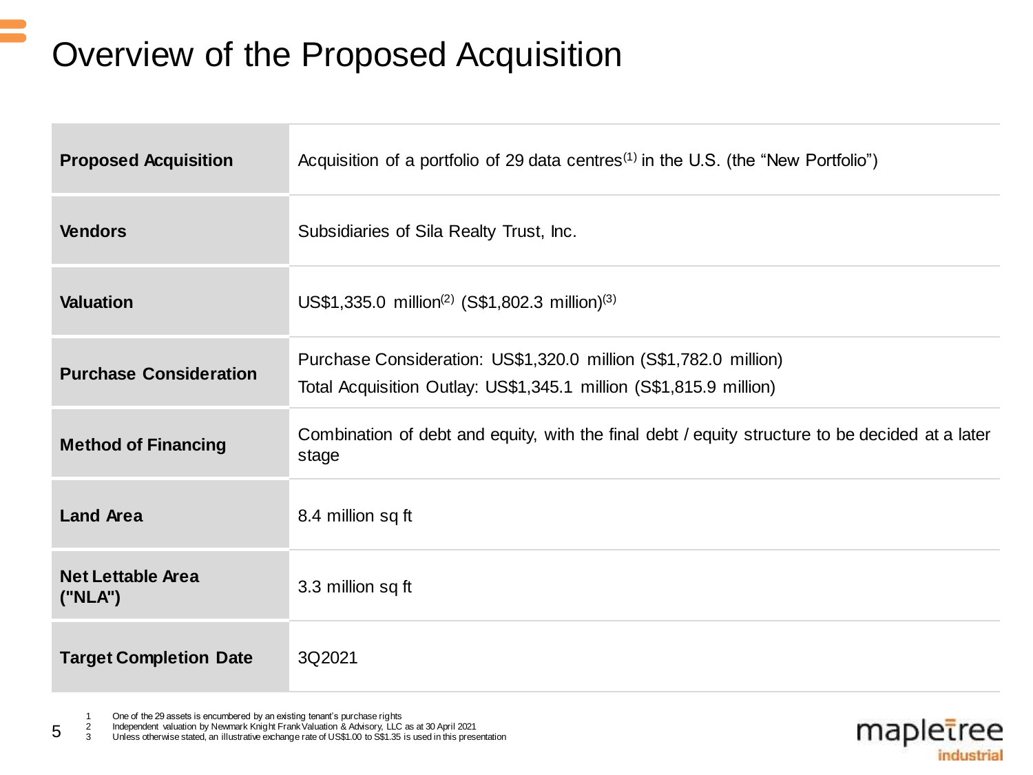# Overview of the Proposed Acquisition

| | |
|---|---|
| **Proposed Acquisition** | Acquisition of a portfolio of 29 data centres[1] in the U.S. (the "New Portfolio") |
| **Vendors** | Subsidiaries of Sila Realty Trust, Inc. |
| **Valuation** | US$1,335.0 million[2] (S$1,802.3 million)[3] |
| **Purchase Consideration** | Purchase Consideration: US$1,320.0 million (S$1,782.0 million)<br>Total Acquisition Outlay: US$1,345.1 million (S$1,815.9 million) |
| **Method of Financing** | Combination of debt and equity, with the final debt / equity structure to be decided at a later stage |
| **Land Area** | 8.4 million sq ft |
| **Net Lettable Area ("NLA")** | 3.3 million sq ft |
| **Target Completion Date** | 3Q2021 |

1. One of the 29 assets is encumbered by an existing tenant's purchase rights
2. Independent valuation by Newmark Knight Frank Valuation & Advisory, LLC as at 30 April 2021
3. Unless otherwise stated, an illustrative exchange rate of US$1.00 to S$1.35 is used in this presentation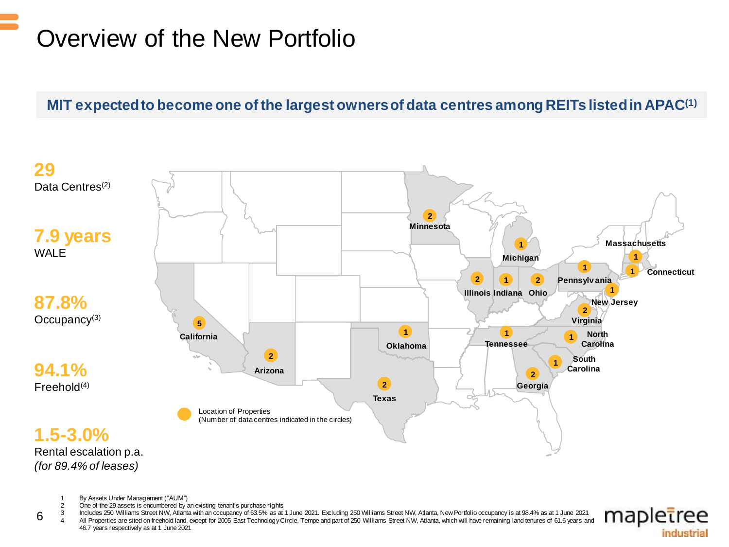# Overview of the New Portfolio

**MIT expected to become one of the largest owners of data centres among REITs listed in APAC[1]**

**29**
Data Centres[2]

**7.9 years**
WALE

**87.8%**
Occupancy[3]

**94.1%**
Freehold[4]

**1.5-3.0%**
Rental escalation p.a.
*(for 89.4% of leases)*

| State | Number of data centres |
|---|---|
| California | 5 |
| Arizona | 2 |
| Texas | 2 |
| Oklahoma | 1 |
| Minnesota | 2 |
| Illinois | 2 |
| Indiana | 1 |
| Michigan | 1 |
| Ohio | 2 |
| Pennsylvania | 1 |
| New Jersey | 1 |
| Massachusetts | 1 |
| Connecticut | 1 |
| Virginia | 2 |
| North Carolina | 1 |
| South Carolina | 1 |
| Tennessee | 1 |
| Georgia | 2 |

Location of Properties
(Number of data centres indicated in the circles)

1 By Assets Under Management ("AUM")
2 One of the 29 assets is encumbered by an existing tenant's purchase rights
3 Includes 250 Williams Street NW, Atlanta with an occupancy of 63.5% as at 1 June 2021. Excluding 250 Williams Street NW, Atlanta, New Portfolio occupancy is at 98.4% as at 1 June 2021
4 All Properties are sited on freehold land, except for 2005 East Technology Circle, Tempe and part of 250 Williams Street NW, Atlanta, which will have remaining land tenures of 61.6 years and 46.7 years respectively as at 1 June 2021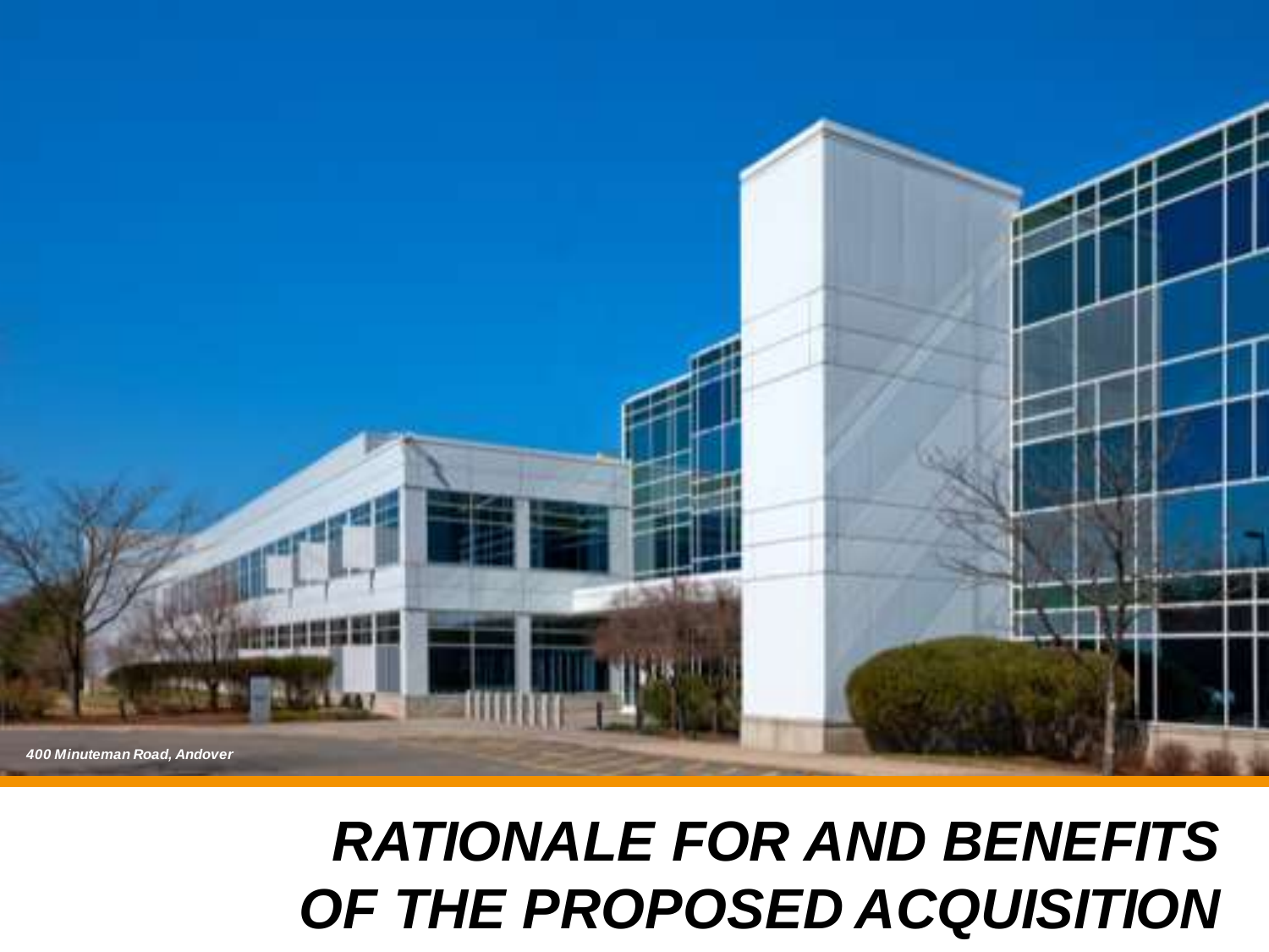*400 Minuteman Road, Andover*

# *RATIONALE FOR AND BENEFITS OF THE PROPOSED ACQUISITION*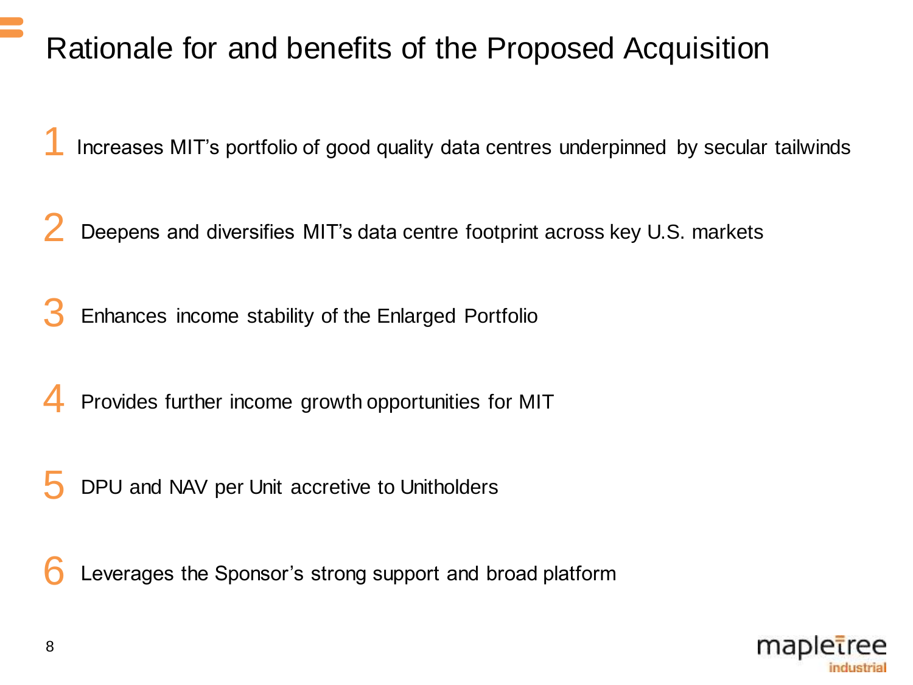# Rationale for and benefits of the Proposed Acquisition

1. Increases MIT's portfolio of good quality data centres underpinned by secular tailwinds

2. Deepens and diversifies MIT's data centre footprint across key U.S. markets

3. Enhances income stability of the Enlarged Portfolio

4. Provides further income growth opportunities for MIT

5. DPU and NAV per Unit accretive to Unitholders

6. Leverages the Sponsor's strong support and broad platform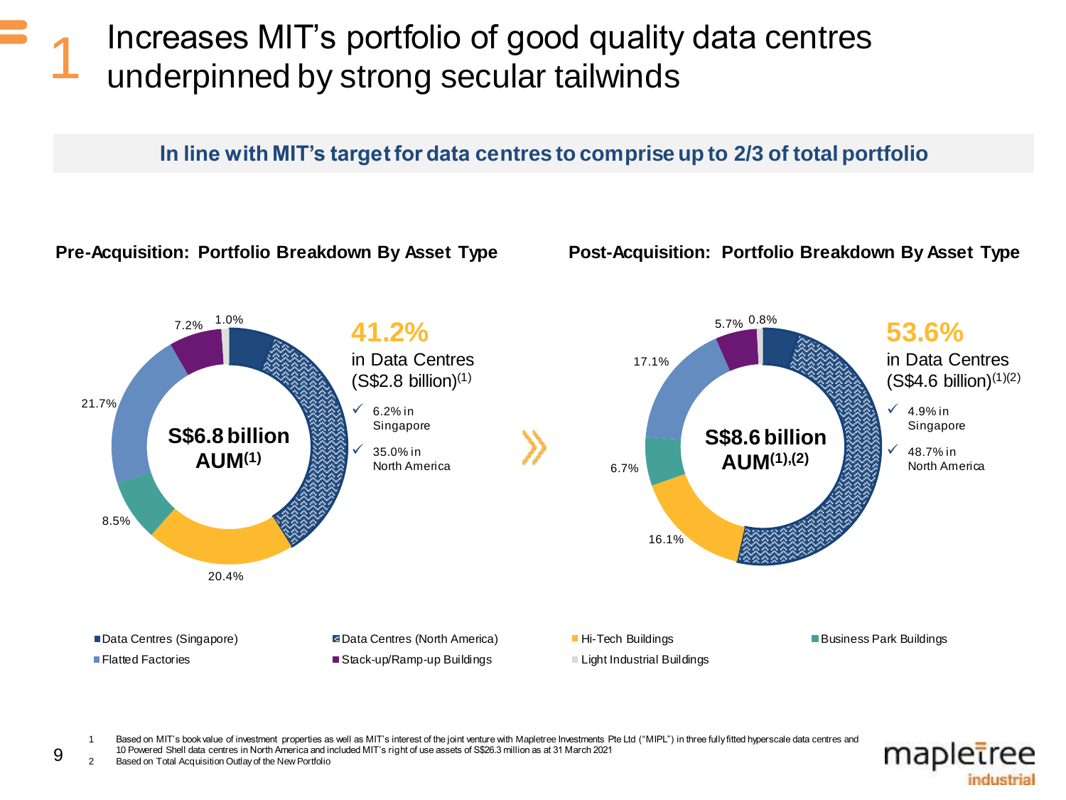# 1 Increases MIT's portfolio of good quality data centres underpinned by strong secular tailwinds

**In line with MIT's target for data centres to comprise up to 2/3 of total portfolio**

### Pre-Acquisition: Portfolio Breakdown By Asset Type

**S$6.8 billion AUM[(1)]**

**41.2%** in Data Centres (S$2.8 billion)[(1)]

- ✓ 6.2% in Singapore
- ✓ 35.0% in North America

| Asset Type | Share |
|---|---|
| Data Centres (Singapore) | 6.2% |
| Data Centres (North America) | 35.0% |
| Hi-Tech Buildings | 20.4% |
| Business Park Buildings | 8.5% |
| Flatted Factories | 21.7% |
| Stack-up/Ramp-up Buildings | 7.2% |
| Light Industrial Buildings | 1.0% |

### Post-Acquisition: Portfolio Breakdown By Asset Type

**S$8.6 billion AUM[(1),(2)]**

**53.6%** in Data Centres (S$4.6 billion)[(1)(2)]

- ✓ 4.9% in Singapore
- ✓ 48.7% in North America

| Asset Type | Share |
|---|---|
| Data Centres (Singapore) | 4.9% |
| Data Centres (North America) | 48.7% |
| Hi-Tech Buildings | 16.1% |
| Business Park Buildings | 6.7% |
| Flatted Factories | 17.1% |
| Stack-up/Ramp-up Buildings | 5.7% |
| Light Industrial Buildings | 0.8% |

1 Based on MIT's book value of investment properties as well as MIT's interest of the joint venture with Mapletree Investments Pte Ltd ("MIPL") in three fully fitted hyperscale data centres and 10 Powered Shell data centres in North America and included MIT's right of use assets of S$26.3 million as at 31 March 2021

2 Based on Total Acquisition Outlay of the New Portfolio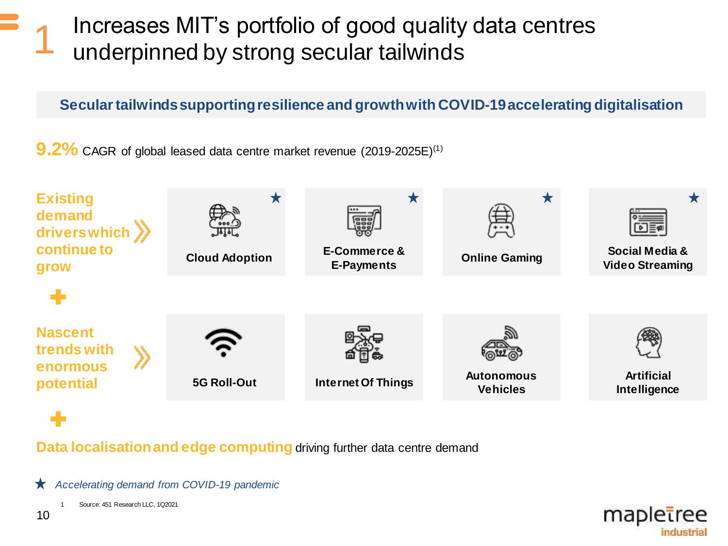# 1 Increases MIT's portfolio of good quality data centres underpinned by strong secular tailwinds

**Secular tailwinds supporting resilience and growth with COVID-19 accelerating digitalisation**

**9.2%** CAGR of global leased data centre market revenue (2019-2025E)[1]

**Existing demand drivers which continue to grow**

- Cloud Adoption ★
- E-Commerce & E-Payments ★
- Online Gaming ★
- Social Media & Video Streaming ★

**+**

**Nascent trends with enormous potential**

- 5G Roll-Out
- Internet Of Things
- Autonomous Vehicles
- Artificial Intelligence

**+**

**Data localisation and edge computing** driving further data centre demand

★ *Accelerating demand from COVID-19 pandemic*

1 Source: 451 Research LLC, 1Q2021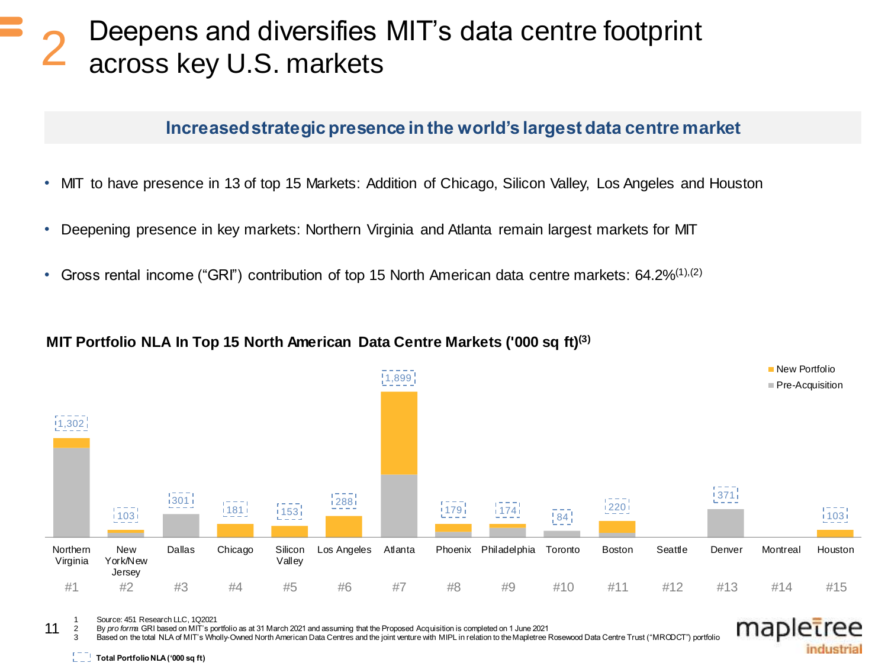# 2 Deepens and diversifies MIT's data centre footprint across key U.S. markets

**Increased strategic presence in the world's largest data centre market**

- MIT to have presence in 13 of top 15 Markets: Addition of Chicago, Silicon Valley, Los Angeles and Houston
- Deepening presence in key markets: Northern Virginia and Atlanta remain largest markets for MIT
- Gross rental income ("GRI") contribution of top 15 North American data centre markets: 64.2%[(1),(2)]

**MIT Portfolio NLA In Top 15 North American Data Centre Markets ('000 sq ft)[(3)]**

| Rank | Market | Total Portfolio NLA ('000 sq ft) |
|---|---|---|
| #1 | Northern Virginia | 1,302 |
| #2 | New York/New Jersey | 103 |
| #3 | Dallas | 301 |
| #4 | Chicago | 181 |
| #5 | Silicon Valley | 153 |
| #6 | Los Angeles | 288 |
| #7 | Atlanta | 1,899 |
| #8 | Phoenix | 179 |
| #9 | Philadelphia | 174 |
| #10 | Toronto | 84 |
| #11 | Boston | 220 |
| #12 | Seattle | |
| #13 | Denver | 371 |
| #14 | Montreal | |
| #15 | Houston | 103 |

Legend: New Portfolio; Pre-Acquisition; Total Portfolio NLA ('000 sq ft)

1. Source: 451 Research LLC, 1Q2021
2. By *pro forma* GRI based on MIT's portfolio as at 31 March 2021 and assuming that the Proposed Acquisition is completed on 1 June 2021
3. Based on the total NLA of MIT's Wholly-Owned North American Data Centres and the joint venture with MIPL in relation to the Mapletree Rosewood Data Centre Trust ("MRODCT") portfolio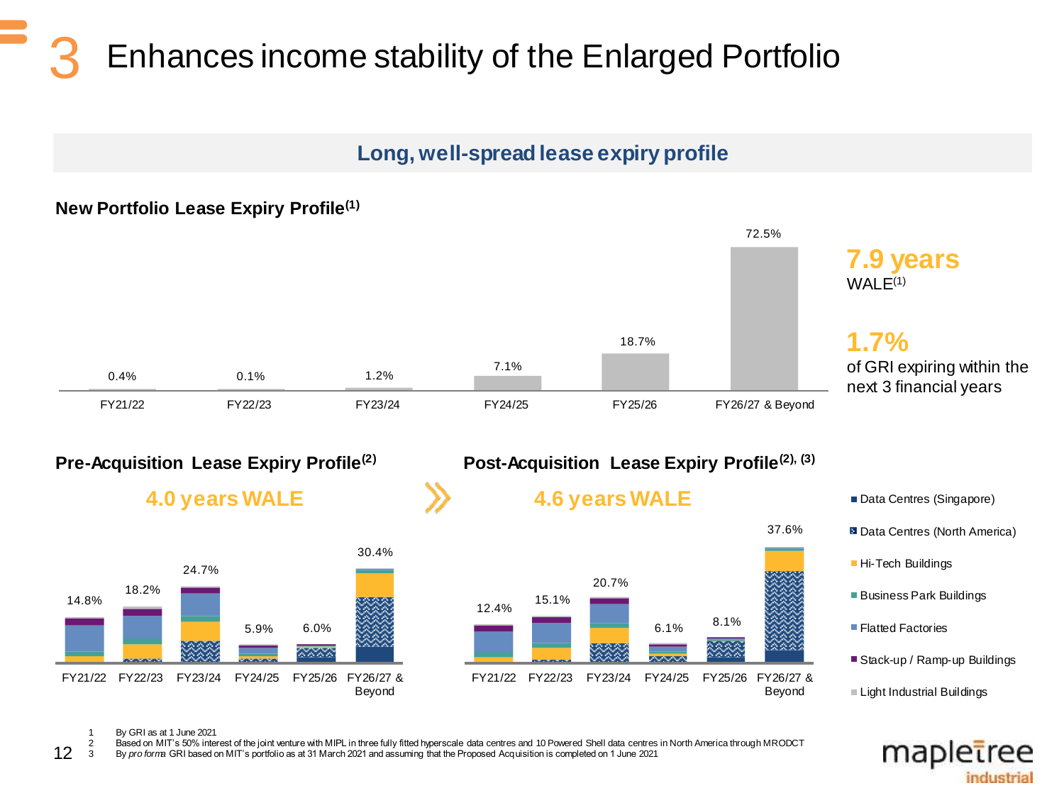# 3 Enhances income stability of the Enlarged Portfolio

## Long, well-spread lease expiry profile

### New Portfolio Lease Expiry Profile[(1)]

| FY21/22 | FY22/23 | FY23/24 | FY24/25 | FY25/26 | FY26/27 & Beyond |
|---|---|---|---|---|---|
| 0.4% | 0.1% | 1.2% | 7.1% | 18.7% | 72.5% |

**7.9 years**
WALE[(1)]

**1.7%**
of GRI expiring within the next 3 financial years

### Pre-Acquisition Lease Expiry Profile[(2)]

**4.0 years WALE**

| FY21/22 | FY22/23 | FY23/24 | FY24/25 | FY25/26 | FY26/27 & Beyond |
|---|---|---|---|---|---|
| 14.8% | 18.2% | 24.7% | 5.9% | 6.0% | 30.4% |

### Post-Acquisition Lease Expiry Profile[(2), (3)]

**4.6 years WALE**

| FY21/22 | FY22/23 | FY23/24 | FY24/25 | FY25/26 | FY26/27 & Beyond |
|---|---|---|---|---|---|
| 12.4% | 15.1% | 20.7% | 6.1% | 8.1% | 37.6% |

- Data Centres (Singapore)
- Data Centres (North America)
- Hi-Tech Buildings
- Business Park Buildings
- Flatted Factories
- Stack-up / Ramp-up Buildings
- Light Industrial Buildings

1 By GRI as at 1 June 2021
2 Based on MIT's 50% interest of the joint venture with MIPL in three fully fitted hyperscale data centres and 10 Powered Shell data centres in North America through MRODCT
3 By *pro forma* GRI based on MIT's portfolio as at 31 March 2021 and assuming that the Proposed Acquisition is completed on 1 June 2021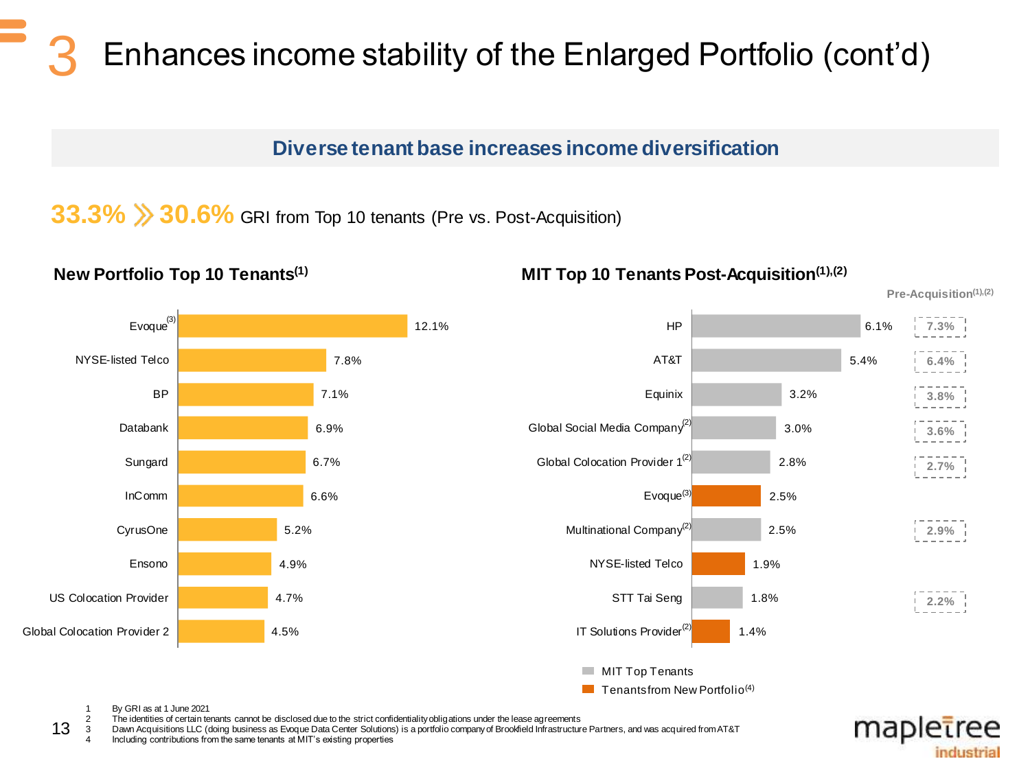# 3 Enhances income stability of the Enlarged Portfolio (cont'd)

## Diverse tenant base increases income diversification

**33.3% » 30.6%** GRI from Top 10 tenants (Pre vs. Post-Acquisition)

### New Portfolio Top 10 Tenants[1]

| Tenant | % |
|---|---|
| Evoque[3] | 12.1% |
| NYSE-listed Telco | 7.8% |
| BP | 7.1% |
| Databank | 6.9% |
| Sungard | 6.7% |
| InComm | 6.6% |
| CyrusOne | 5.2% |
| Ensono | 4.9% |
| US Colocation Provider | 4.7% |
| Global Colocation Provider 2 | 4.5% |

### MIT Top 10 Tenants Post-Acquisition[1],[2]

| Tenant | Post-Acquisition | Pre-Acquisition[1],[2] |
|---|---|---|
| HP | 6.1% | 7.3% |
| AT&T | 5.4% | 6.4% |
| Equinix | 3.2% | 3.8% |
| Global Social Media Company[2] | 3.0% | 3.6% |
| Global Colocation Provider 1[2] | 2.8% | 2.7% |
| Evoque[3] | 2.5% | |
| Multinational Company[2] | 2.5% | 2.9% |
| NYSE-listed Telco | 1.9% | |
| STT Tai Seng | 1.8% | 2.2% |
| IT Solutions Provider[2] | 1.4% | |

- MIT Top Tenants
- Tenants from New Portfolio[4]

1 By GRI as at 1 June 2021
2 The identities of certain tenants cannot be disclosed due to the strict confidentiality obligations under the lease agreements
3 Dawn Acquisitions LLC (doing business as Evoque Data Center Solutions) is a portfolio company of Brookfield Infrastructure Partners, and was acquired from AT&T
4 Including contributions from the same tenants at MIT's existing properties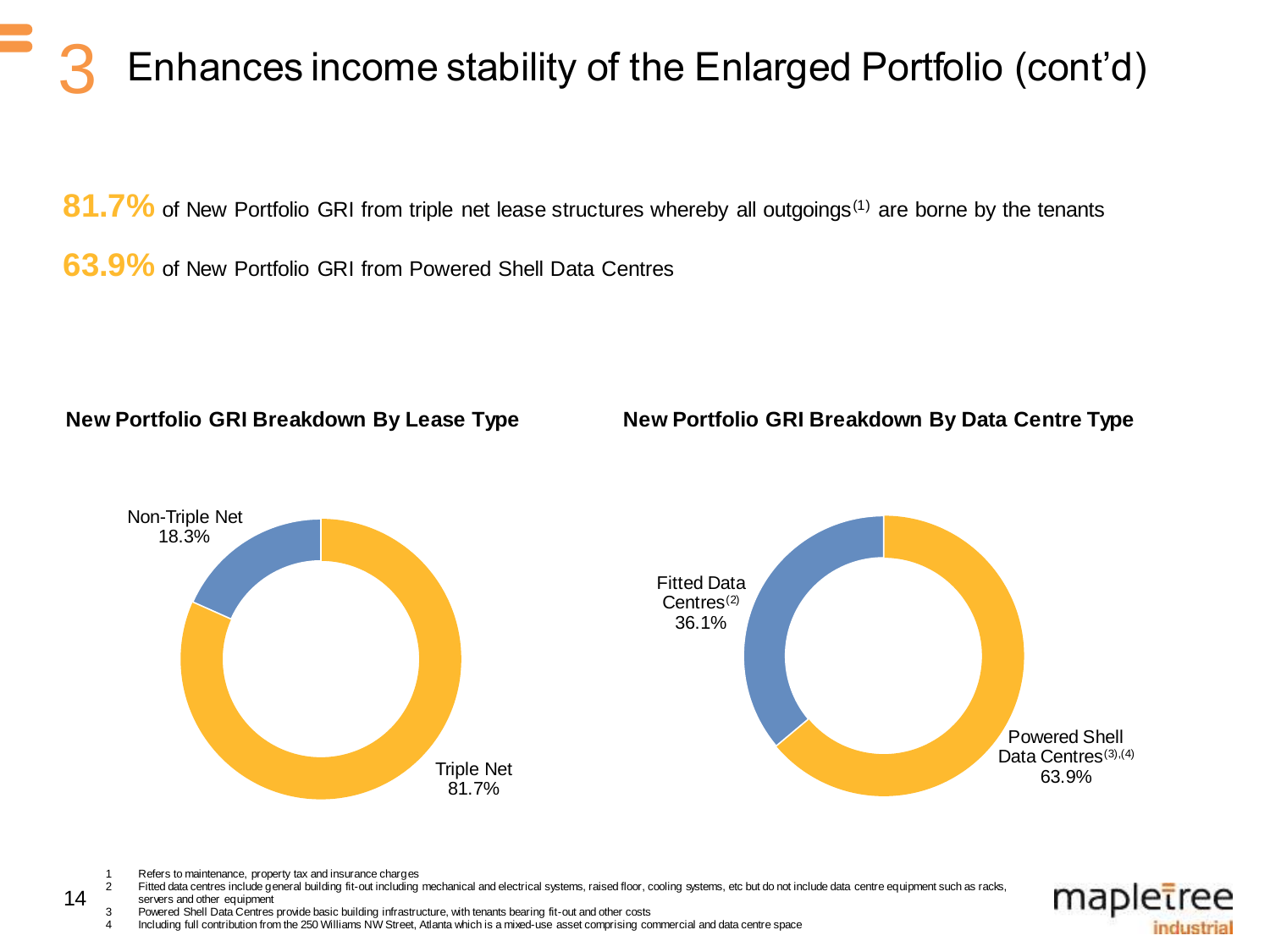# 3 Enhances income stability of the Enlarged Portfolio (cont'd)

**81.7%** of New Portfolio GRI from triple net lease structures whereby all outgoings[1] are borne by the tenants

**63.9%** of New Portfolio GRI from Powered Shell Data Centres

**New Portfolio GRI Breakdown By Lease Type**

Non-Triple Net 18.3%

Triple Net 81.7%

**New Portfolio GRI Breakdown By Data Centre Type**

Fitted Data Centres[2] 36.1%

Powered Shell Data Centres[3],[4] 63.9%

1 Refers to maintenance, property tax and insurance charges
2 Fitted data centres include general building fit-out including mechanical and electrical systems, raised floor, cooling systems, etc but do not include data centre equipment such as racks, servers and other equipment
3 Powered Shell Data Centres provide basic building infrastructure, with tenants bearing fit-out and other costs
4 Including full contribution from the 250 Williams NW Street, Atlanta which is a mixed-use asset comprising commercial and data centre space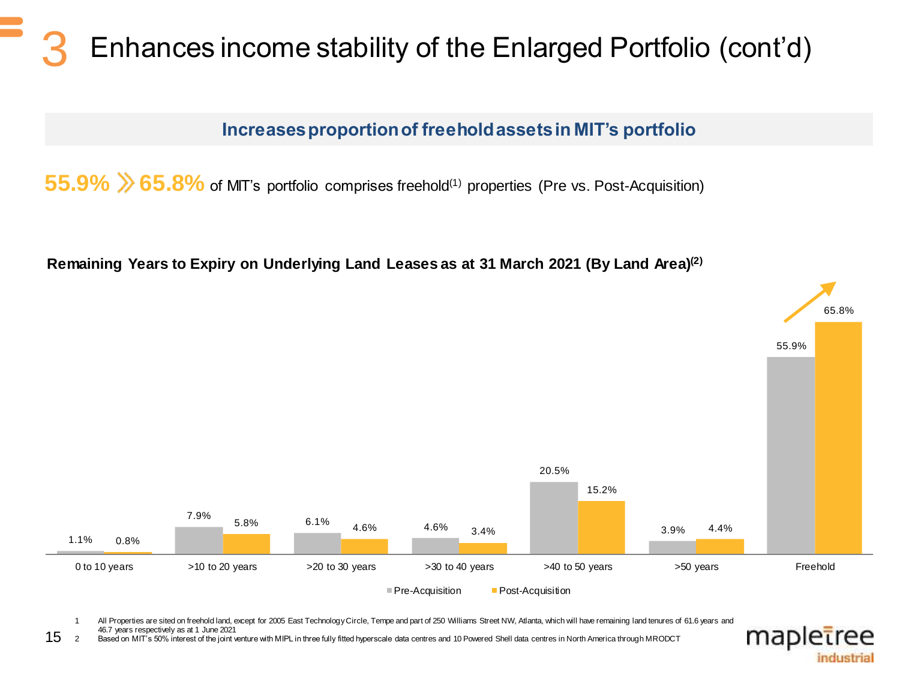# 3 Enhances income stability of the Enlarged Portfolio (cont'd)

## Increases proportion of freehold assets in MIT's portfolio

**55.9% » 65.8%** of MIT's portfolio comprises freehold[1] properties (Pre vs. Post-Acquisition)

**Remaining Years to Expiry on Underlying Land Leases as at 31 March 2021 (By Land Area)[2]**

| | Pre-Acquisition | Post-Acquisition |
|---|---|---|
| 0 to 10 years | 1.1% | 0.8% |
| >10 to 20 years | 7.9% | 5.8% |
| >20 to 30 years | 6.1% | 4.6% |
| >30 to 40 years | 4.6% | 3.4% |
| >40 to 50 years | 20.5% | 15.2% |
| >50 years | 3.9% | 4.4% |
| Freehold | 55.9% | 65.8% |

1. All Properties are sited on freehold land, except for 2005 East Technology Circle, Tempe and part of 250 Williams Street NW, Atlanta, which will have remaining land tenures of 61.6 years and 46.7 years respectively as at 1 June 2021
2. Based on MIT's 50% interest of the joint venture with MIPL in three fully fitted hyperscale data centres and 10 Powered Shell data centres in North America through MRODCT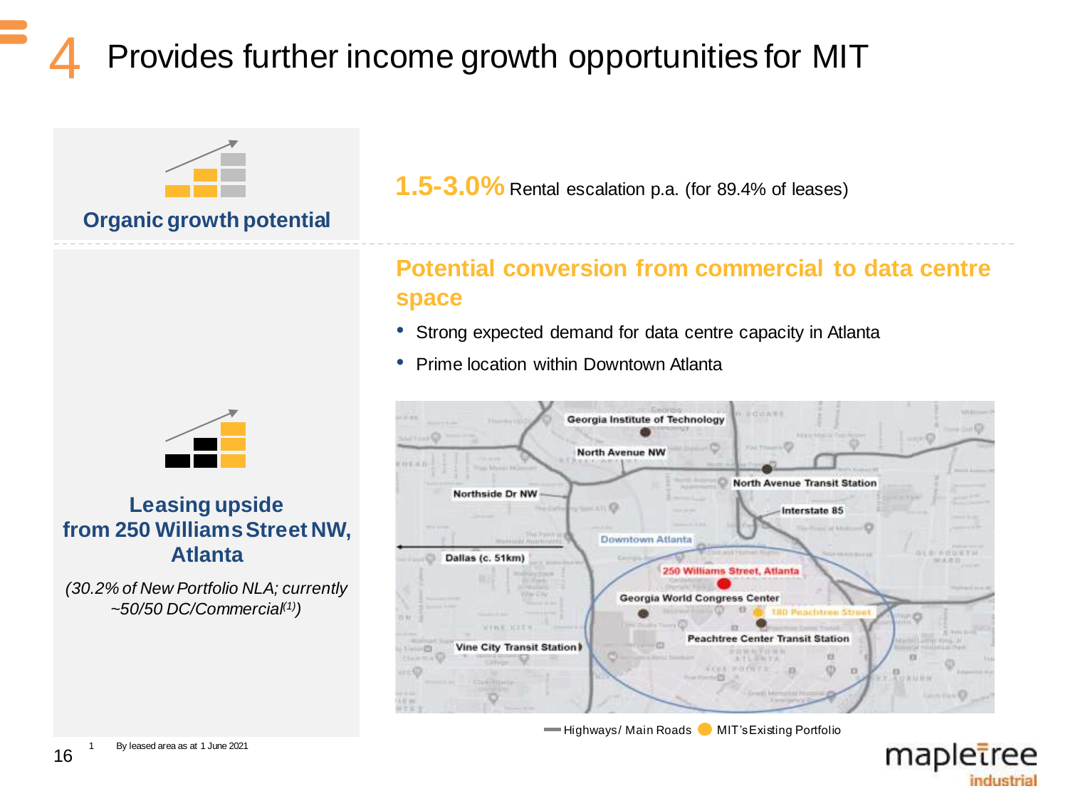# 4 Provides further income growth opportunities for MIT

## Organic growth potential

**1.5-3.0%** Rental escalation p.a. (for 89.4% of leases)

## Leasing upside from 250 Williams Street NW, Atlanta

*(30.2% of New Portfolio NLA; currently ~50/50 DC/Commercial[1])*

### Potential conversion from commercial to data centre space

- Strong expected demand for data centre capacity in Atlanta
- Prime location within Downtown Atlanta

Georgia Institute of Technology
North Avenue NW
North Avenue Transit Station
Northside Dr NW
Interstate 85
Downtown Atlanta
Dallas (c. 51km)
250 Williams Street, Atlanta
Georgia World Congress Center
180 Peachtree Street
Peachtree Center Transit Station
Vine City Transit Station

Highways/ Main Roads    MIT's Existing Portfolio

1 By leased area as at 1 June 2021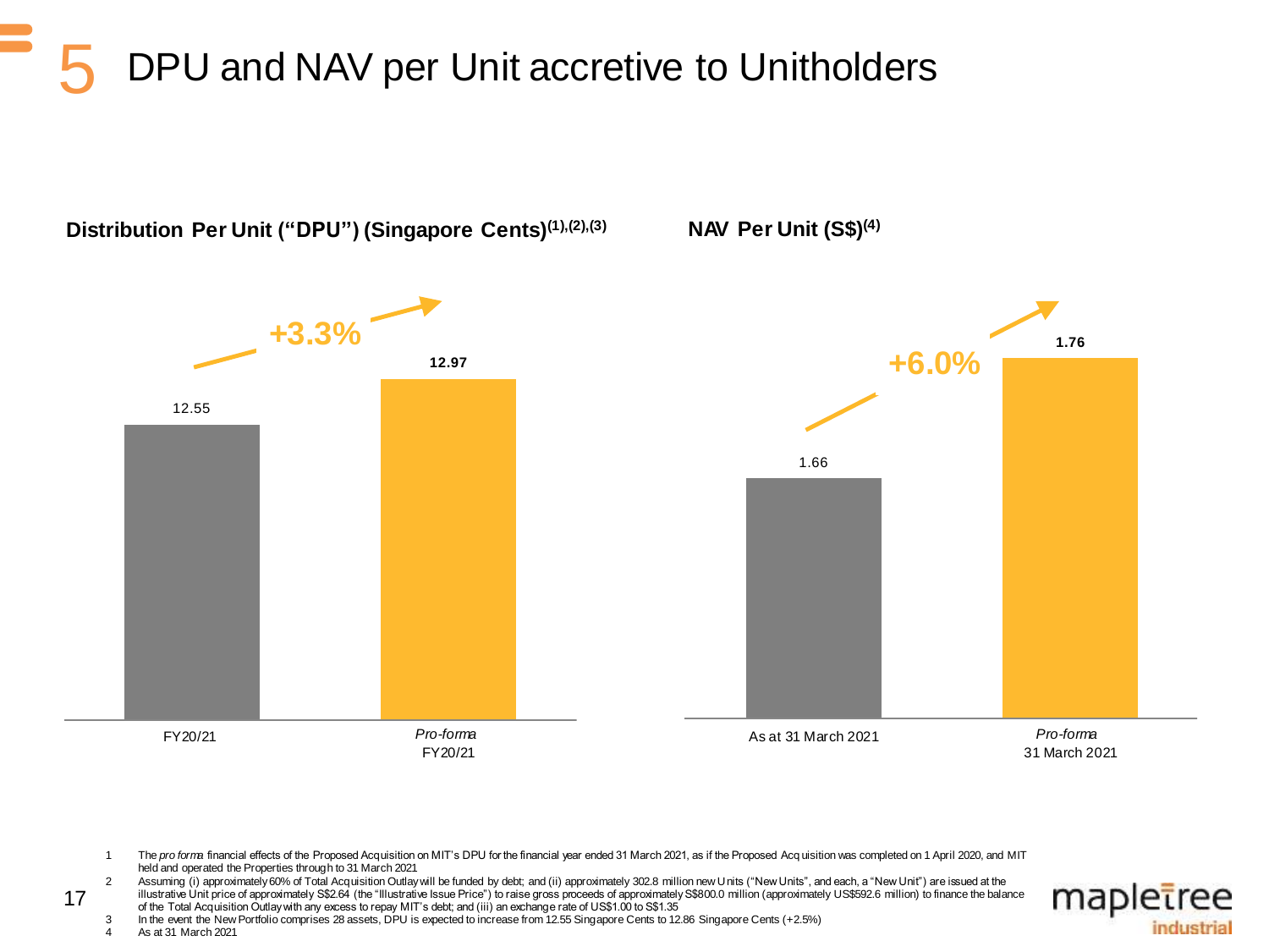# 5 DPU and NAV per Unit accretive to Unitholders

**Distribution Per Unit ("DPU") (Singapore Cents)[(1),(2),(3)]**

| | FY20/21 | *Pro-forma* FY20/21 |
|---|---|---|
| DPU | 12.55 | **12.97** |

**+3.3%**

**NAV Per Unit (S$)[(4)]**

| | As at 31 March 2021 | *Pro-forma* 31 March 2021 |
|---|---|---|
| NAV Per Unit | 1.66 | **1.76** |

**+6.0%**

1. The *pro forma* financial effects of the Proposed Acquisition on MIT's DPU for the financial year ended 31 March 2021, as if the Proposed Acquisition was completed on 1 April 2020, and MIT held and operated the Properties through to 31 March 2021
2. Assuming (i) approximately 60% of Total Acquisition Outlay will be funded by debt; and (ii) approximately 302.8 million new Units ("New Units", and each, a "New Unit") are issued at the illustrative Unit price of approximately S$2.64 (the "Illustrative Issue Price") to raise gross proceeds of approximately S$800.0 million (approximately US$592.6 million) to finance the balance of the Total Acquisition Outlay with any excess to repay MIT's debt; and (iii) an exchange rate of US$1.00 to S$1.35
3. In the event the New Portfolio comprises 28 assets, DPU is expected to increase from 12.55 Singapore Cents to 12.86 Singapore Cents (+2.5%)
4. As at 31 March 2021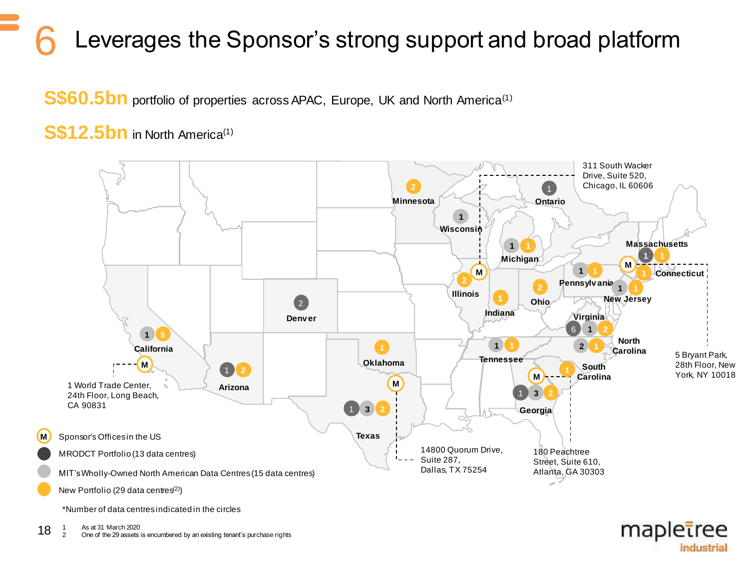# 6 Leverages the Sponsor's strong support and broad platform

**S$60.5bn** portfolio of properties across APAC, Europe, UK and North America[1]

**S$12.5bn** in North America[1]

| Location | MRODCT Portfolio | MIT's Wholly-Owned North American Data Centres | New Portfolio |
|---|---|---|---|
| California | | 1 | 5 |
| Arizona | 1 | | 2 |
| Denver | 2 | | |
| Texas | 1 | 3 | 2 |
| Oklahoma | | | 1 |
| Minnesota | | | 2 |
| Wisconsin | | 1 | |
| Illinois | | | 2 |
| Indiana | | | 1 |
| Michigan | | 1 | 1 |
| Ohio | | | 2 |
| Ontario | 1 | | |
| Pennsylvania | | 1 | 1 |
| Massachusetts | 1 | | 1 |
| Connecticut | | | 1 |
| New Jersey | | 1 | 1 |
| Virginia | 6 | 1 | 2 |
| North Carolina | | 2 | 1 |
| Tennessee | | 1 | 1 |
| South Carolina | | | 1 |
| Georgia | 1 | 3 | 2 |

Sponsor's Offices in the US:

- 311 South Wacker Drive, Suite 520, Chicago, IL 60606
- 5 Bryant Park, 28th Floor, New York, NY 10018
- 1 World Trade Center, 24th Floor, Long Beach, CA 90831
- 14800 Quorum Drive, Suite 287, Dallas, TX 75254
- 180 Peachtree Street, Suite 610, Atlanta, GA 30303

Legend:

- M – Sponsor's Offices in the US
- MRODCT Portfolio (13 data centres)
- MIT's Wholly-Owned North American Data Centres (15 data centres)
- New Portfolio (29 data centres[2])

*Number of data centres indicated in the circles

1 As at 31 March 2020
2 One of the 29 assets is encumbered by an existing tenant's purchase rights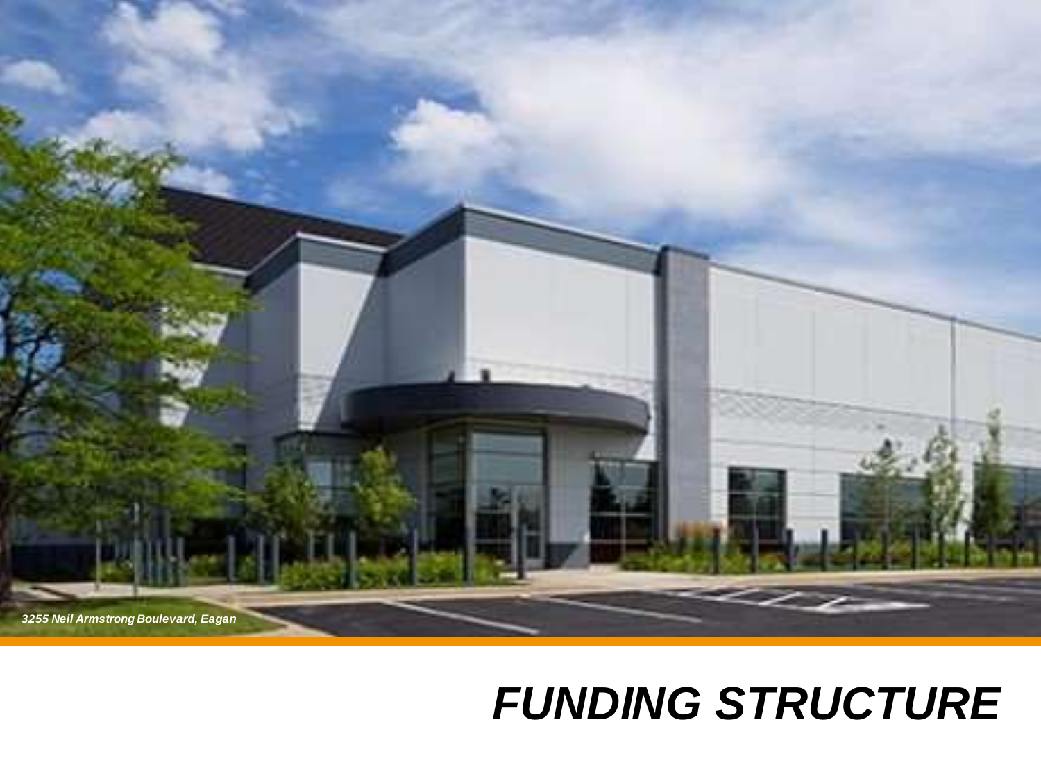*3255 Neil Armstrong Boulevard, Eagan*

# *FUNDING STRUCTURE*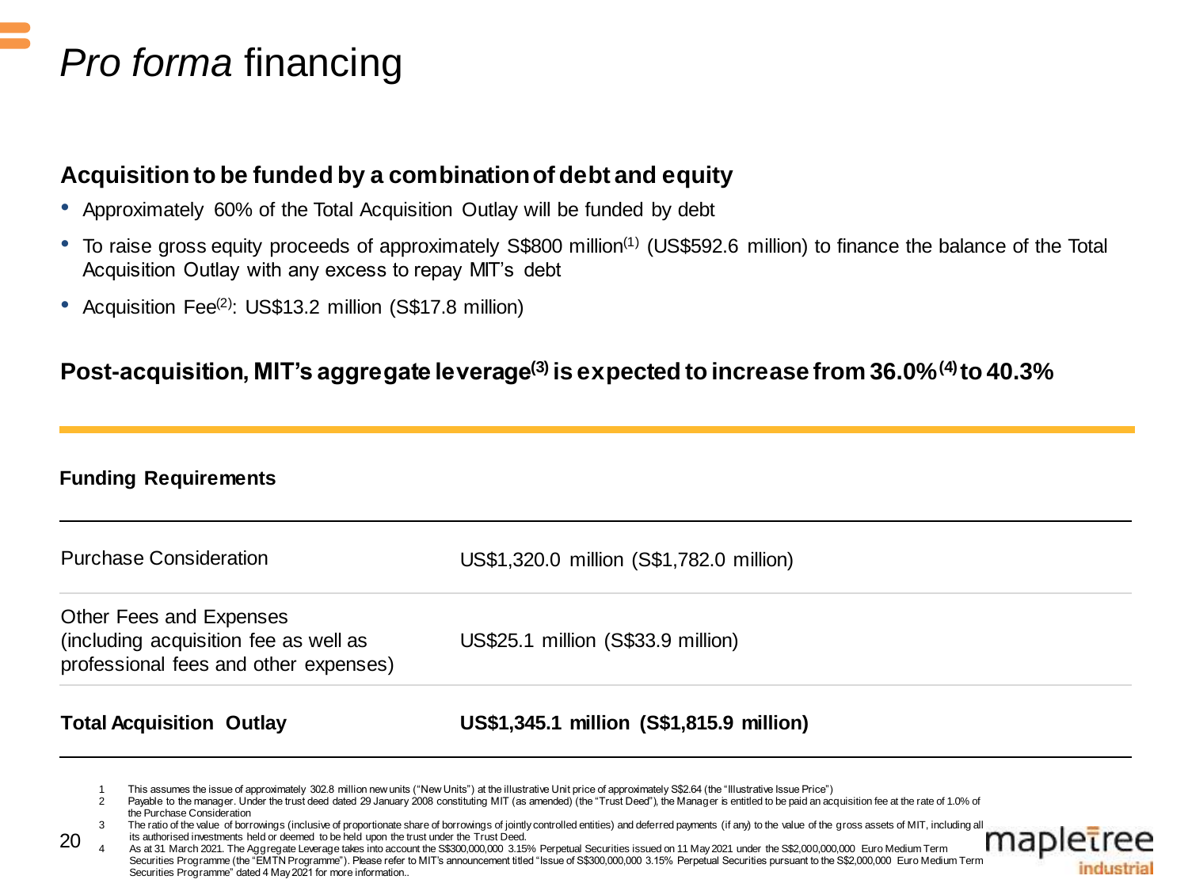# *Pro forma* financing

### Acquisition to be funded by a combination of debt and equity

- Approximately 60% of the Total Acquisition Outlay will be funded by debt
- To raise gross equity proceeds of approximately S$800 million[1] (US$592.6 million) to finance the balance of the Total Acquisition Outlay with any excess to repay MIT's debt
- Acquisition Fee[2]: US$13.2 million (S$17.8 million)

### Post-acquisition, MIT's aggregate leverage[3] is expected to increase from 36.0%[4] to 40.3%

**Funding Requirements**

| | |
|---|---|
| Purchase Consideration | US$1,320.0 million (S$1,782.0 million) |
| Other Fees and Expenses (including acquisition fee as well as professional fees and other expenses) | US$25.1 million (S$33.9 million) |
| **Total Acquisition Outlay** | **US$1,345.1 million (S$1,815.9 million)** |

1. This assumes the issue of approximately 302.8 million new units ("New Units") at the illustrative Unit price of approximately S$2.64 (the "Illustrative Issue Price")
2. Payable to the manager. Under the trust deed dated 29 January 2008 constituting MIT (as amended) (the "Trust Deed"), the Manager is entitled to be paid an acquisition fee at the rate of 1.0% of the Purchase Consideration
3. The ratio of the value of borrowings (inclusive of proportionate share of borrowings of jointly controlled entities) and deferred payments (if any) to the value of the gross assets of MIT, including all its authorised investments held or deemed to be held upon the trust under the Trust Deed.
4. As at 31 March 2021. The Aggregate Leverage takes into account the S$300,000,000 3.15% Perpetual Securities issued on 11 May 2021 under the S$2,000,000,000 Euro Medium Term Securities Programme (the "EMTN Programme"). Please refer to MIT's announcement titled "Issue of S$300,000,000 3.15% Perpetual Securities pursuant to the S$2,000,000 Euro Medium Term Securities Programme" dated 4 May 2021 for more information..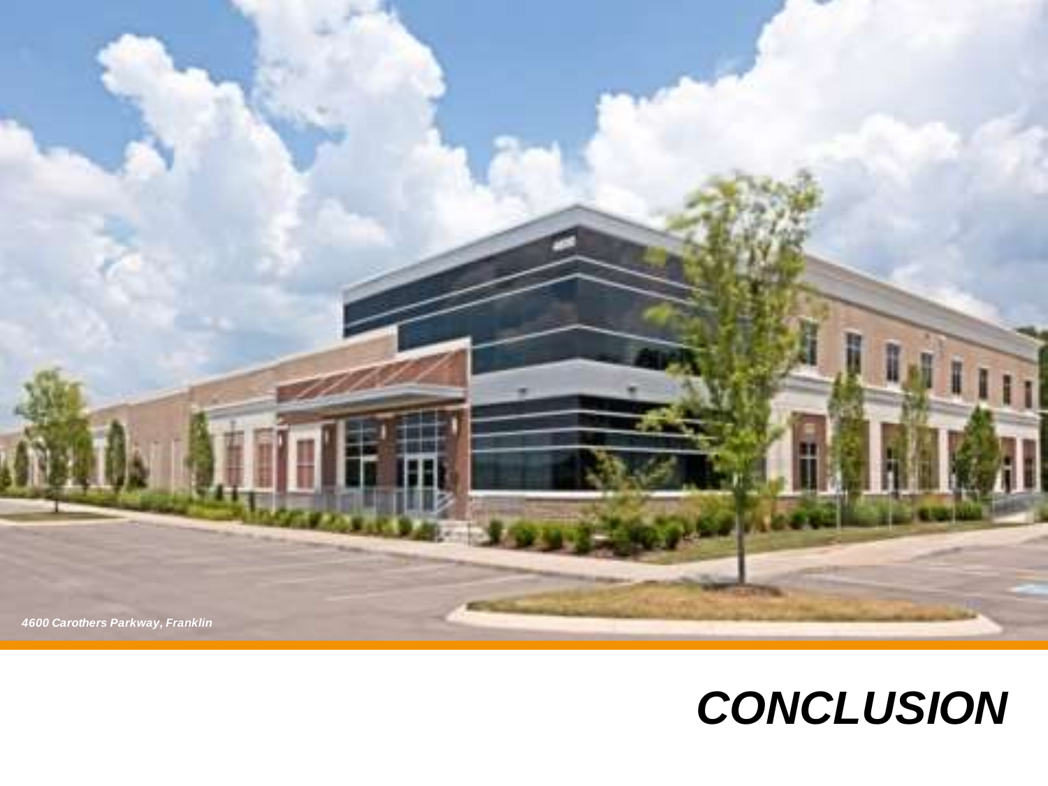*4600 Carothers Parkway, Franklin*

# *CONCLUSION*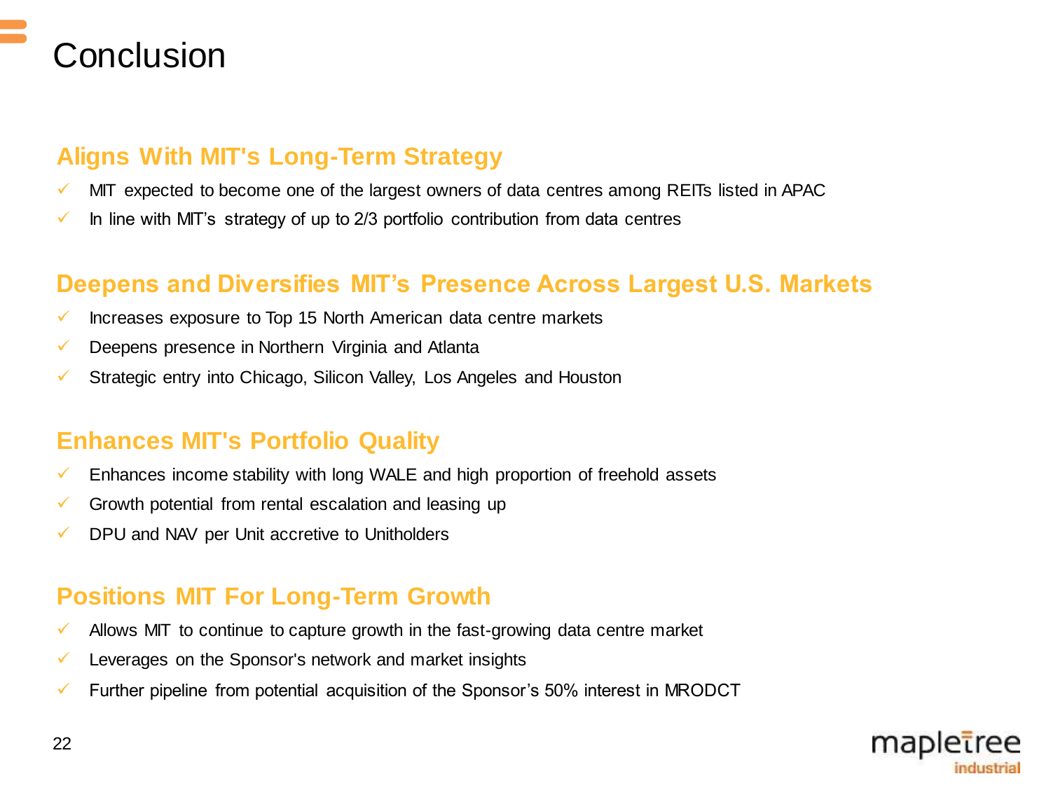# Conclusion

## Aligns With MIT's Long-Term Strategy

- ✓ MIT expected to become one of the largest owners of data centres among REITs listed in APAC
- ✓ In line with MIT's strategy of up to 2/3 portfolio contribution from data centres

## Deepens and Diversifies MIT's Presence Across Largest U.S. Markets

- ✓ Increases exposure to Top 15 North American data centre markets
- ✓ Deepens presence in Northern Virginia and Atlanta
- ✓ Strategic entry into Chicago, Silicon Valley, Los Angeles and Houston

## Enhances MIT's Portfolio Quality

- ✓ Enhances income stability with long WALE and high proportion of freehold assets
- ✓ Growth potential from rental escalation and leasing up
- ✓ DPU and NAV per Unit accretive to Unitholders

## Positions MIT For Long-Term Growth

- ✓ Allows MIT to continue to capture growth in the fast-growing data centre market
- ✓ Leverages on the Sponsor's network and market insights
- ✓ Further pipeline from potential acquisition of the Sponsor's 50% interest in MRODCT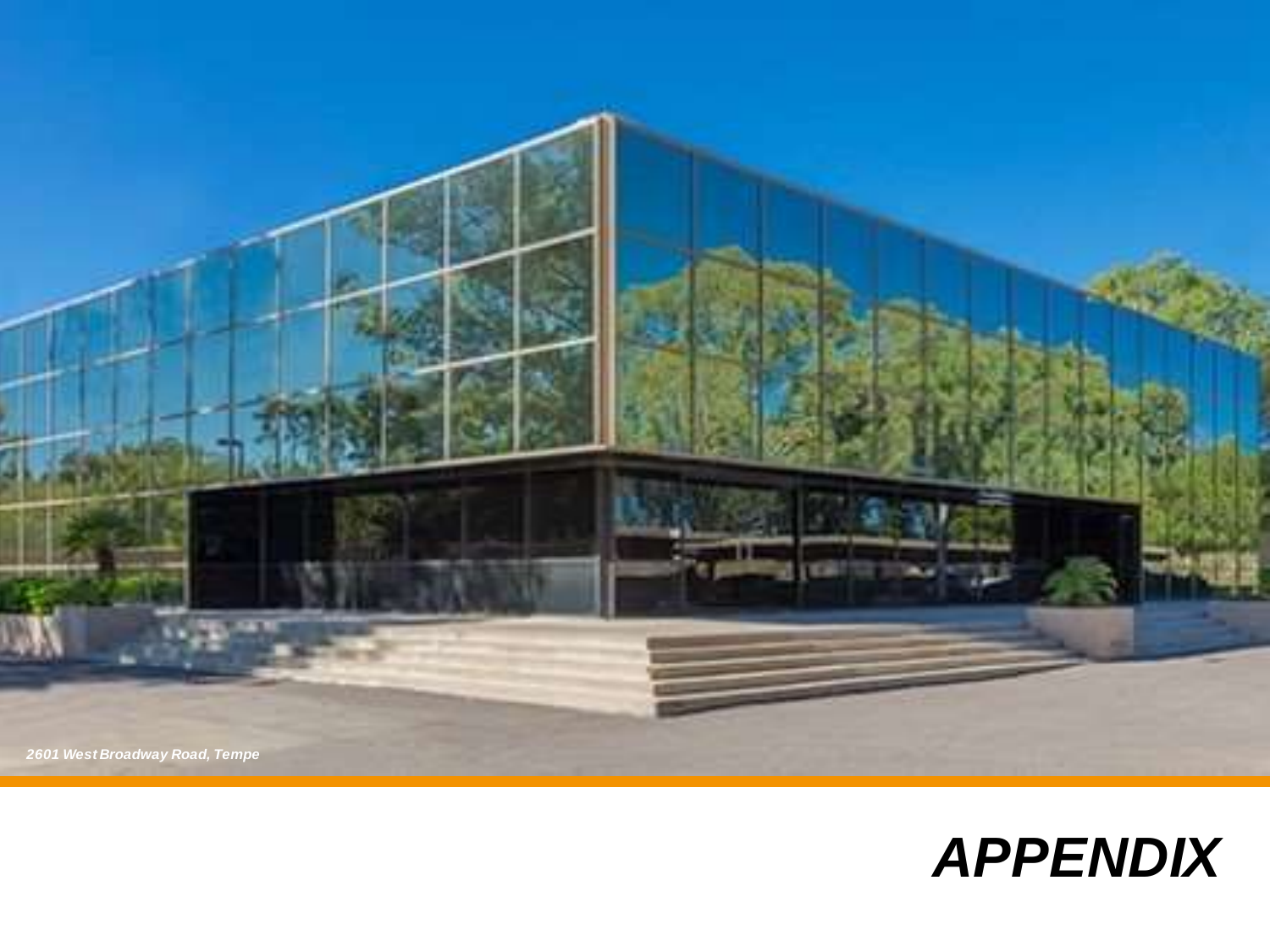*2601 West Broadway Road, Tempe*

# *APPENDIX*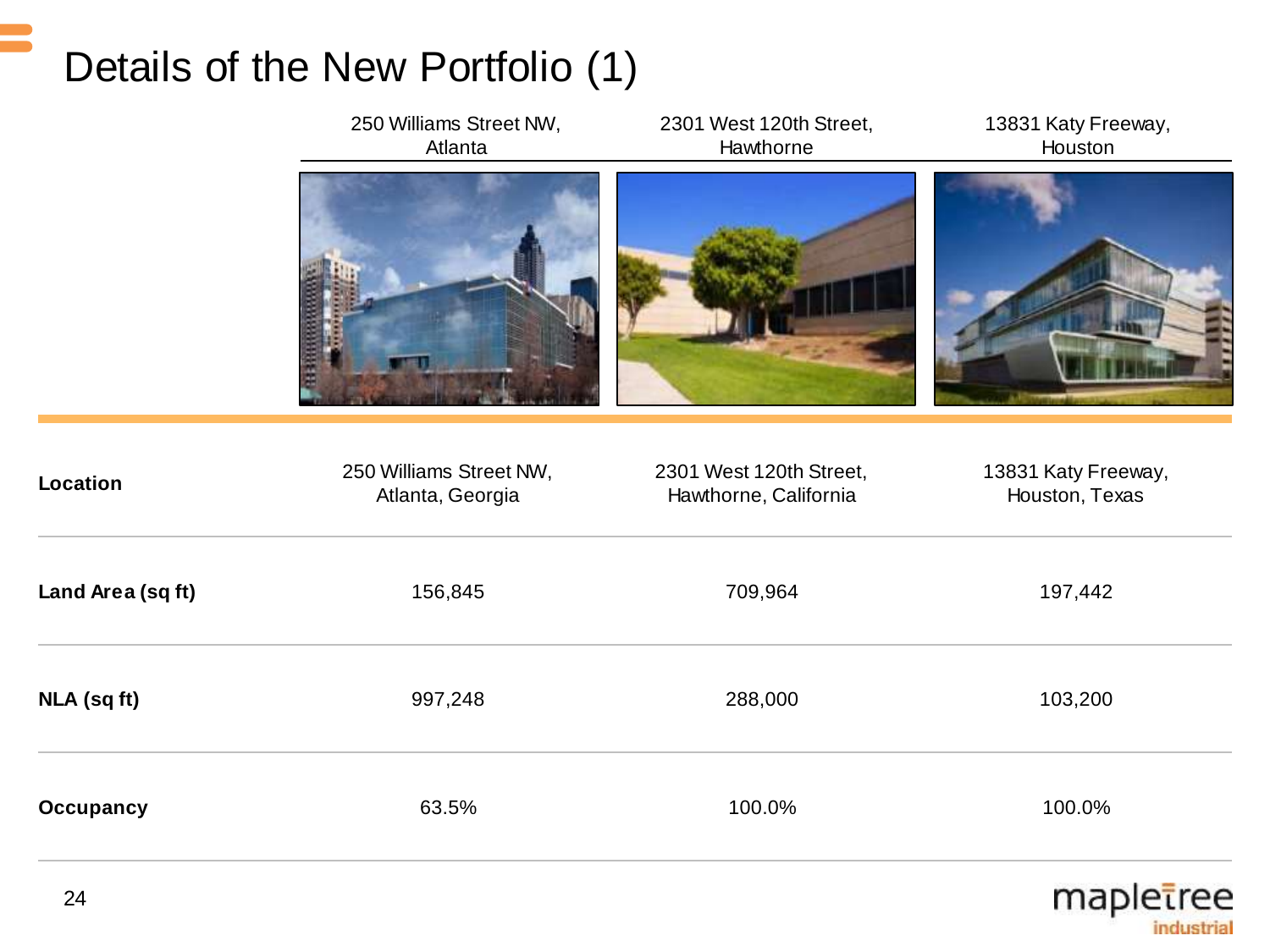# Details of the New Portfolio (1)

| | 250 Williams Street NW, Atlanta | 2301 West 120th Street, Hawthorne | 13831 Katy Freeway, Houston |
|---|---|---|---|
| **Location** | 250 Williams Street NW, Atlanta, Georgia | 2301 West 120th Street, Hawthorne, California | 13831 Katy Freeway, Houston, Texas |
| **Land Area (sq ft)** | 156,845 | 709,964 | 197,442 |
| **NLA (sq ft)** | 997,248 | 288,000 | 103,200 |
| **Occupancy** | 63.5% | 100.0% | 100.0% |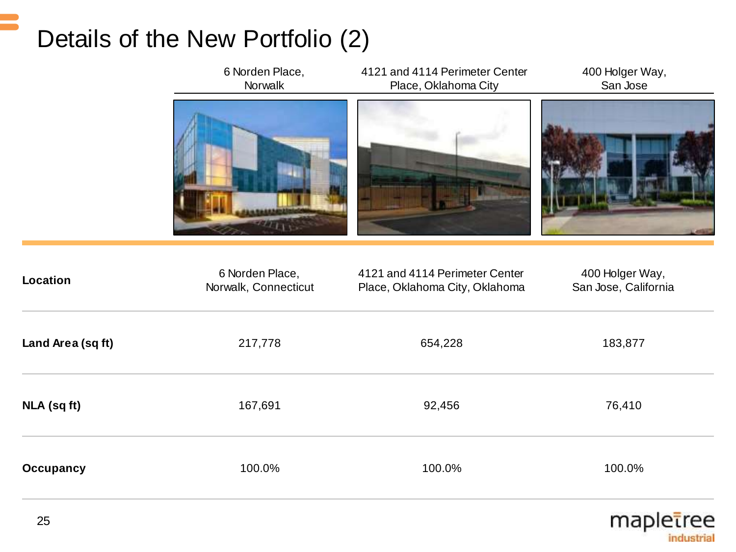# Details of the New Portfolio (2)

| | 6 Norden Place, Norwalk | 4121 and 4114 Perimeter Center Place, Oklahoma City | 400 Holger Way, San Jose |
|---|---|---|---|
| **Location** | 6 Norden Place, Norwalk, Connecticut | 4121 and 4114 Perimeter Center Place, Oklahoma City, Oklahoma | 400 Holger Way, San Jose, California |
| **Land Area (sq ft)** | 217,778 | 654,228 | 183,877 |
| **NLA (sq ft)** | 167,691 | 92,456 | 76,410 |
| **Occupancy** | 100.0% | 100.0% | 100.0% |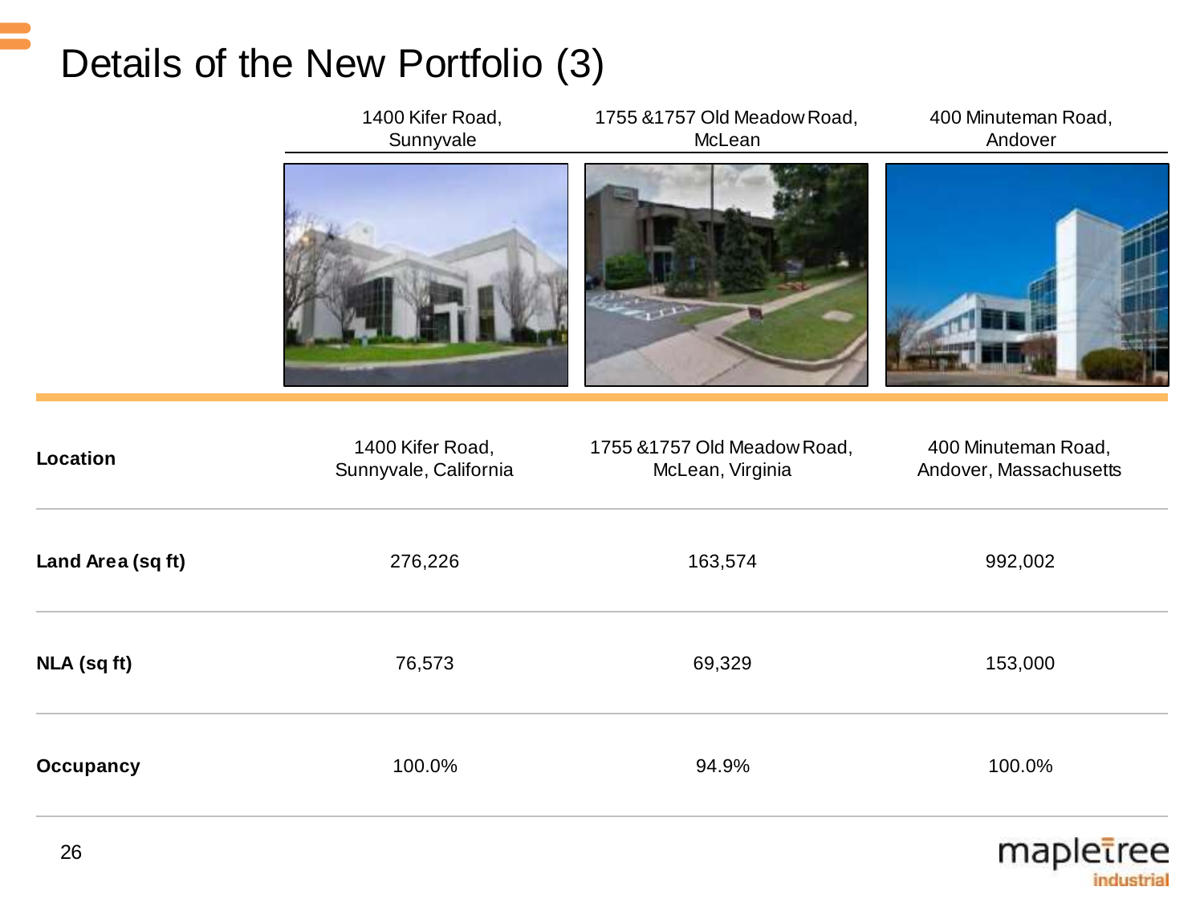# Details of the New Portfolio (3)

| | 1400 Kifer Road, Sunnyvale | 1755 &1757 Old Meadow Road, McLean | 400 Minuteman Road, Andover |
|---|---|---|---|
| **Location** | 1400 Kifer Road, Sunnyvale, California | 1755 &1757 Old Meadow Road, McLean, Virginia | 400 Minuteman Road, Andover, Massachusetts |
| **Land Area (sq ft)** | 276,226 | 163,574 | 992,002 |
| **NLA (sq ft)** | 76,573 | 69,329 | 153,000 |
| **Occupancy** | 100.0% | 94.9% | 100.0% |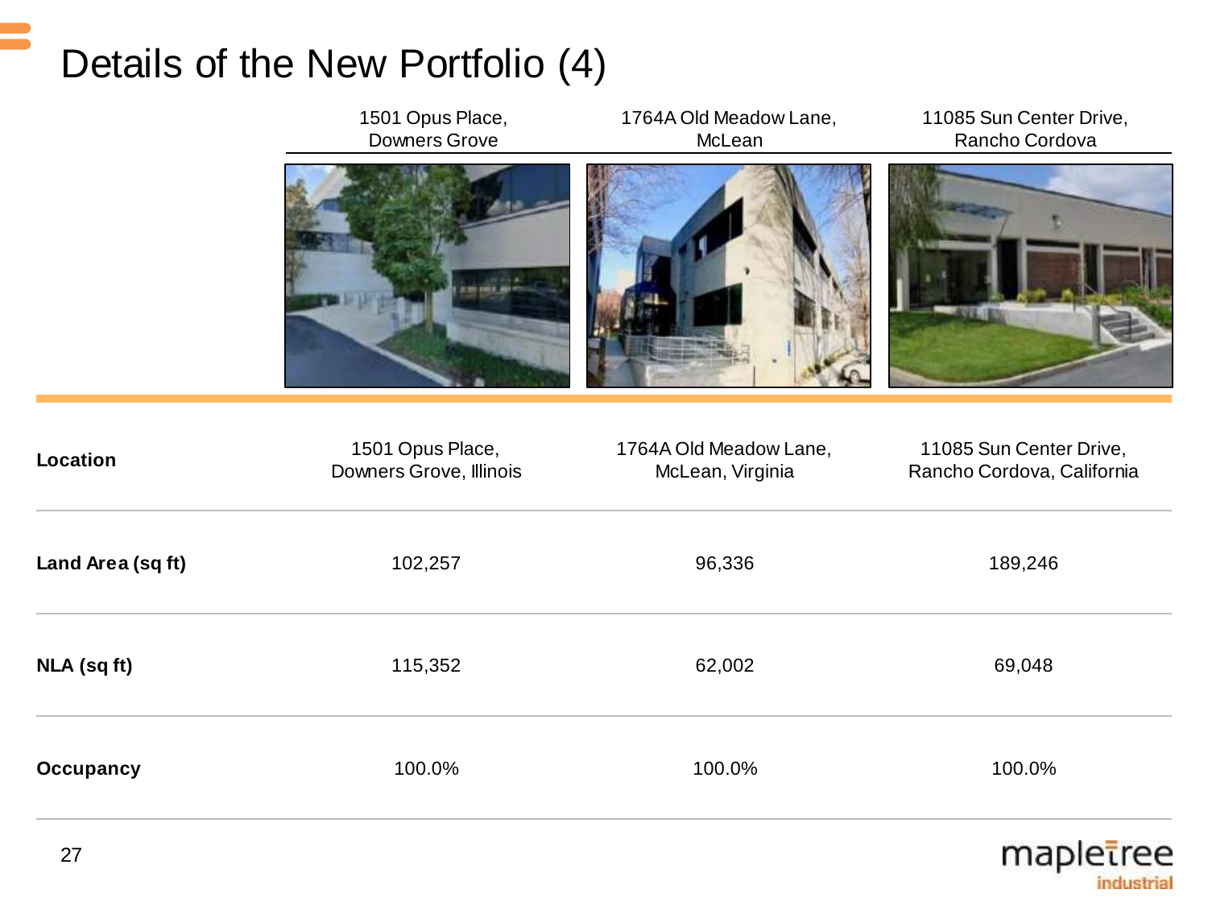# Details of the New Portfolio (4)

| | 1501 Opus Place, Downers Grove | 1764A Old Meadow Lane, McLean | 11085 Sun Center Drive, Rancho Cordova |
|---|---|---|---|
| **Location** | 1501 Opus Place, Downers Grove, Illinois | 1764A Old Meadow Lane, McLean, Virginia | 11085 Sun Center Drive, Rancho Cordova, California |
| **Land Area (sq ft)** | 102,257 | 96,336 | 189,246 |
| **NLA (sq ft)** | 115,352 | 62,002 | 69,048 |
| **Occupancy** | 100.0% | 100.0% | 100.0% |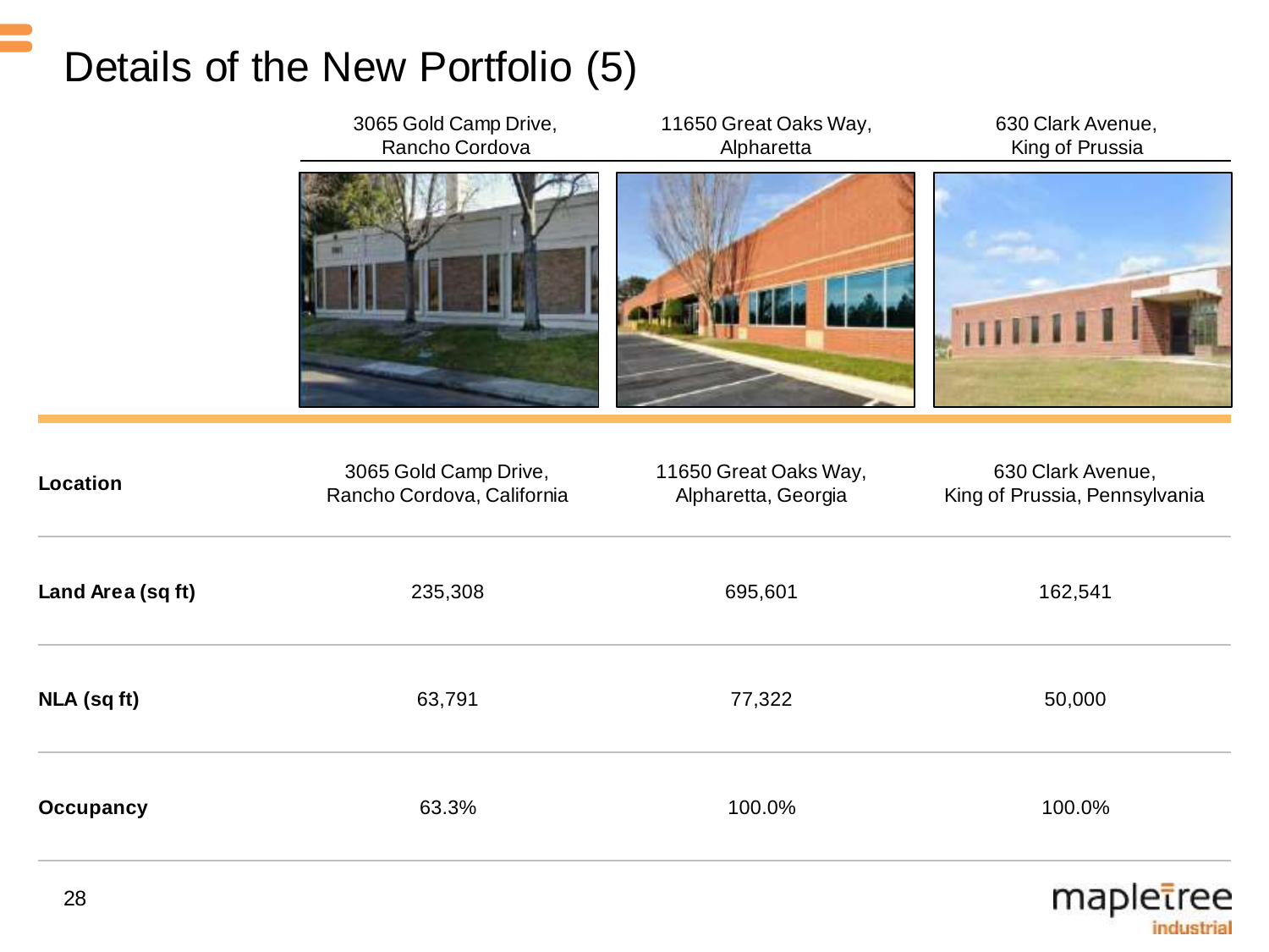# Details of the New Portfolio (5)

| | 3065 Gold Camp Drive, Rancho Cordova | 11650 Great Oaks Way, Alpharetta | 630 Clark Avenue, King of Prussia |
|---|---|---|---|
| **Location** | 3065 Gold Camp Drive, Rancho Cordova, California | 11650 Great Oaks Way, Alpharetta, Georgia | 630 Clark Avenue, King of Prussia, Pennsylvania |
| **Land Area (sq ft)** | 235,308 | 695,601 | 162,541 |
| **NLA (sq ft)** | 63,791 | 77,322 | 50,000 |
| **Occupancy** | 63.3% | 100.0% | 100.0% |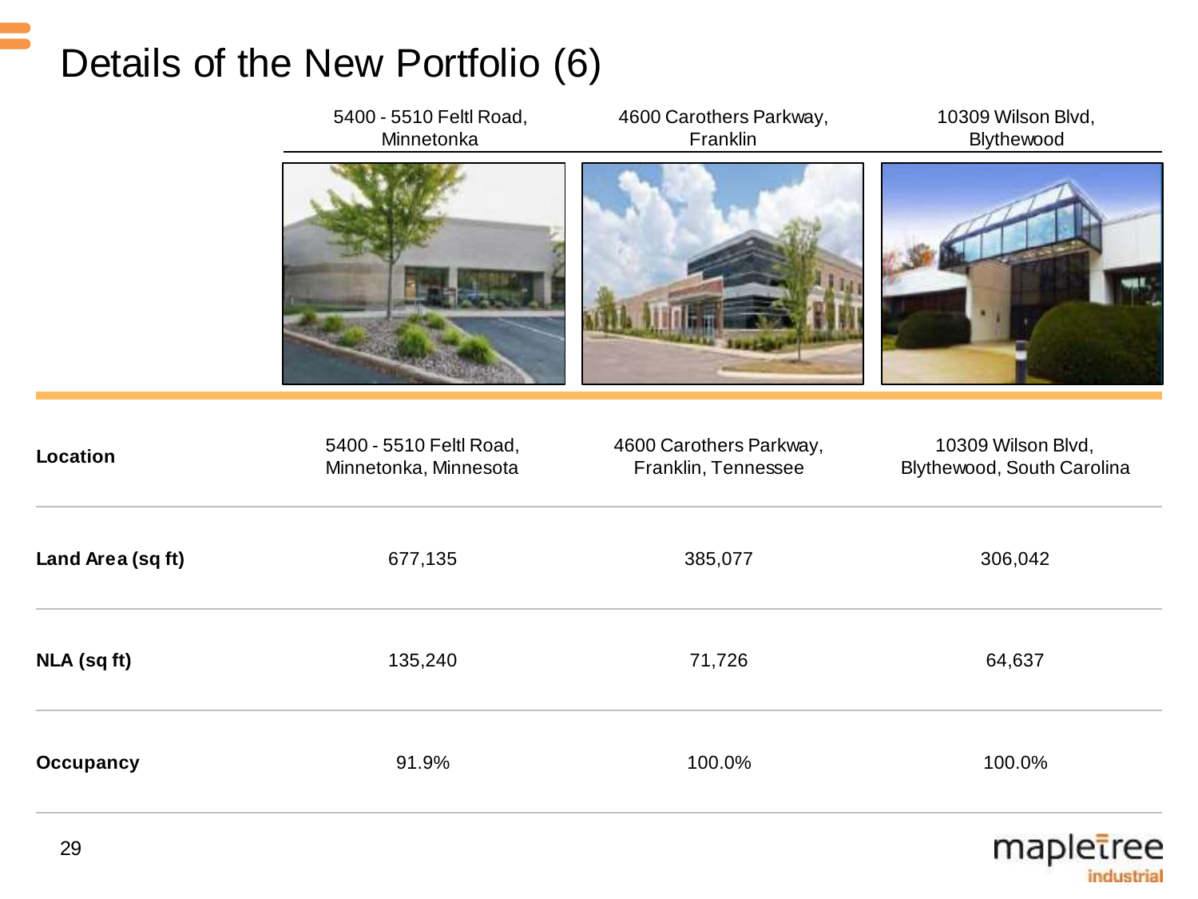# Details of the New Portfolio (6)

| | 5400 - 5510 Feltl Road, Minnetonka | 4600 Carothers Parkway, Franklin | 10309 Wilson Blvd, Blythewood |
|---|---|---|---|
| **Location** | 5400 - 5510 Feltl Road, Minnetonka, Minnesota | 4600 Carothers Parkway, Franklin, Tennessee | 10309 Wilson Blvd, Blythewood, South Carolina |
| **Land Area (sq ft)** | 677,135 | 385,077 | 306,042 |
| **NLA (sq ft)** | 135,240 | 71,726 | 64,637 |
| **Occupancy** | 91.9% | 100.0% | 100.0% |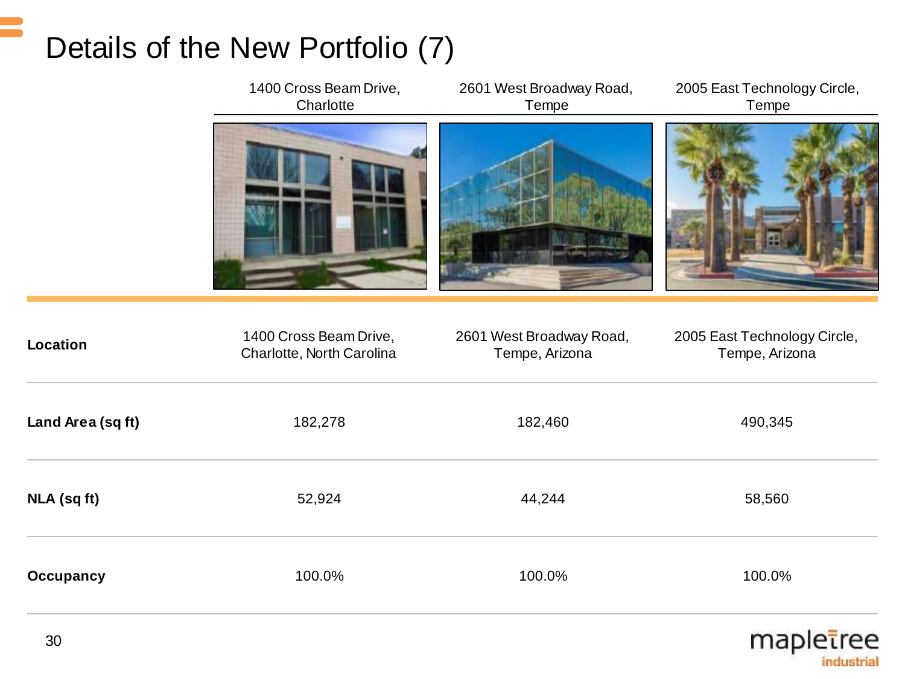# Details of the New Portfolio (7)

| | 1400 Cross Beam Drive, Charlotte | 2601 West Broadway Road, Tempe | 2005 East Technology Circle, Tempe |
|---|---|---|---|
| **Location** | 1400 Cross Beam Drive, Charlotte, North Carolina | 2601 West Broadway Road, Tempe, Arizona | 2005 East Technology Circle, Tempe, Arizona |
| **Land Area (sq ft)** | 182,278 | 182,460 | 490,345 |
| **NLA (sq ft)** | 52,924 | 44,244 | 58,560 |
| **Occupancy** | 100.0% | 100.0% | 100.0% |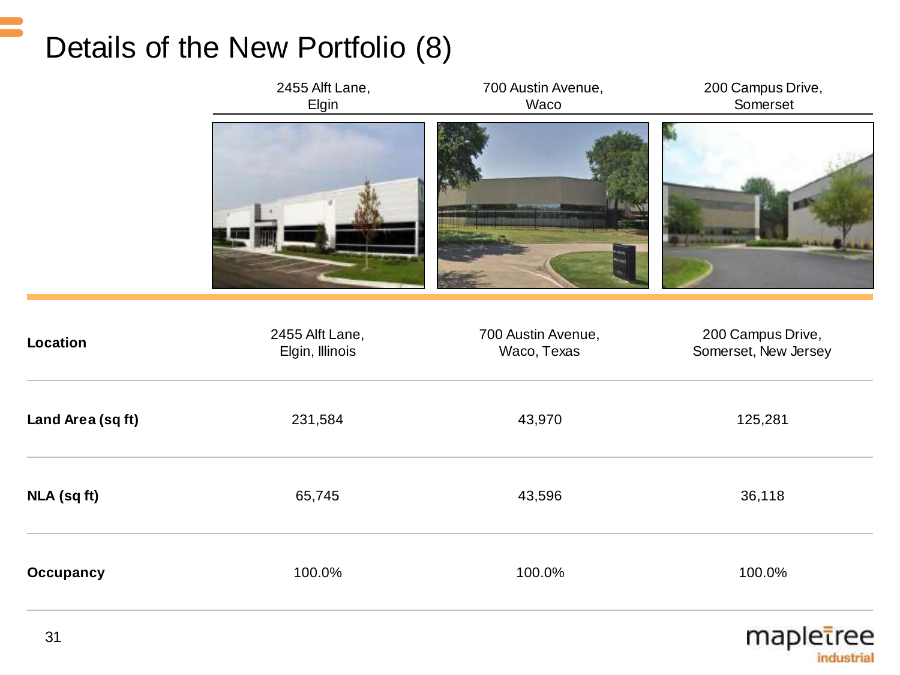# Details of the New Portfolio (8)

| | 2455 Alft Lane, Elgin | 700 Austin Avenue, Waco | 200 Campus Drive, Somerset |
|---|---|---|---|
| **Location** | 2455 Alft Lane, Elgin, Illinois | 700 Austin Avenue, Waco, Texas | 200 Campus Drive, Somerset, New Jersey |
| **Land Area (sq ft)** | 231,584 | 43,970 | 125,281 |
| **NLA (sq ft)** | 65,745 | 43,596 | 36,118 |
| **Occupancy** | 100.0% | 100.0% | 100.0% |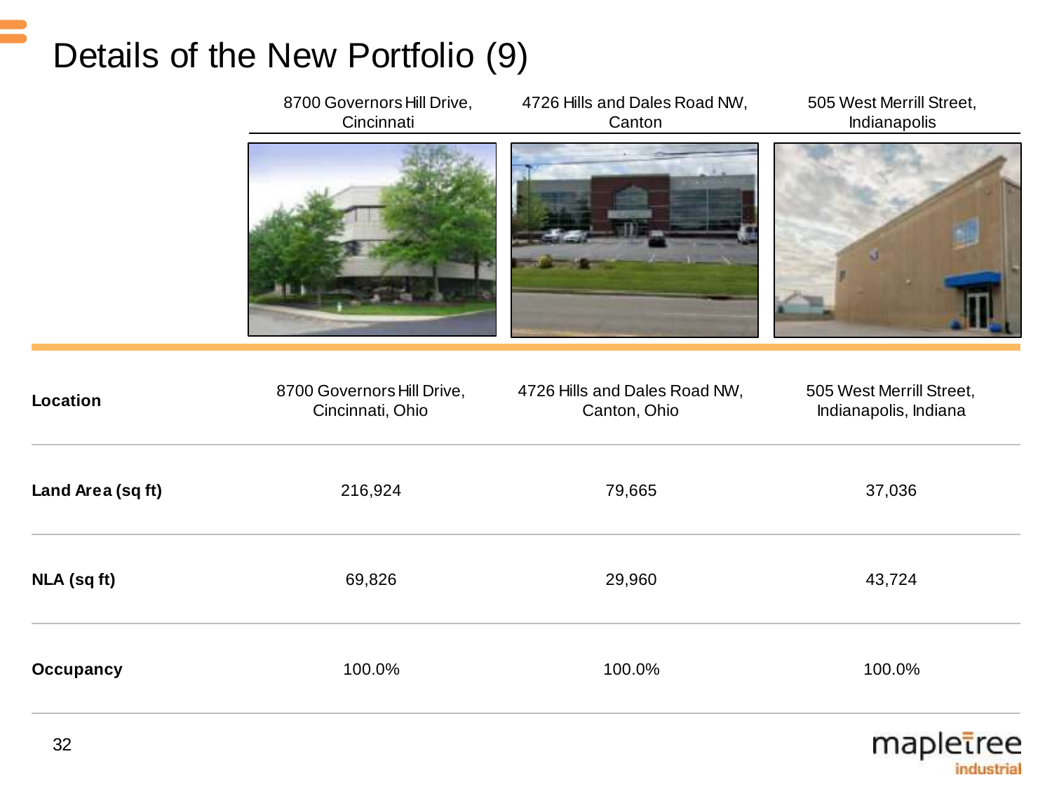# Details of the New Portfolio (9)

| | 8700 Governors Hill Drive, Cincinnati | 4726 Hills and Dales Road NW, Canton | 505 West Merrill Street, Indianapolis |
|---|---|---|---|
| **Location** | 8700 Governors Hill Drive, Cincinnati, Ohio | 4726 Hills and Dales Road NW, Canton, Ohio | 505 West Merrill Street, Indianapolis, Indiana |
| **Land Area (sq ft)** | 216,924 | 79,665 | 37,036 |
| **NLA (sq ft)** | 69,826 | 29,960 | 43,724 |
| **Occupancy** | 100.0% | 100.0% | 100.0% |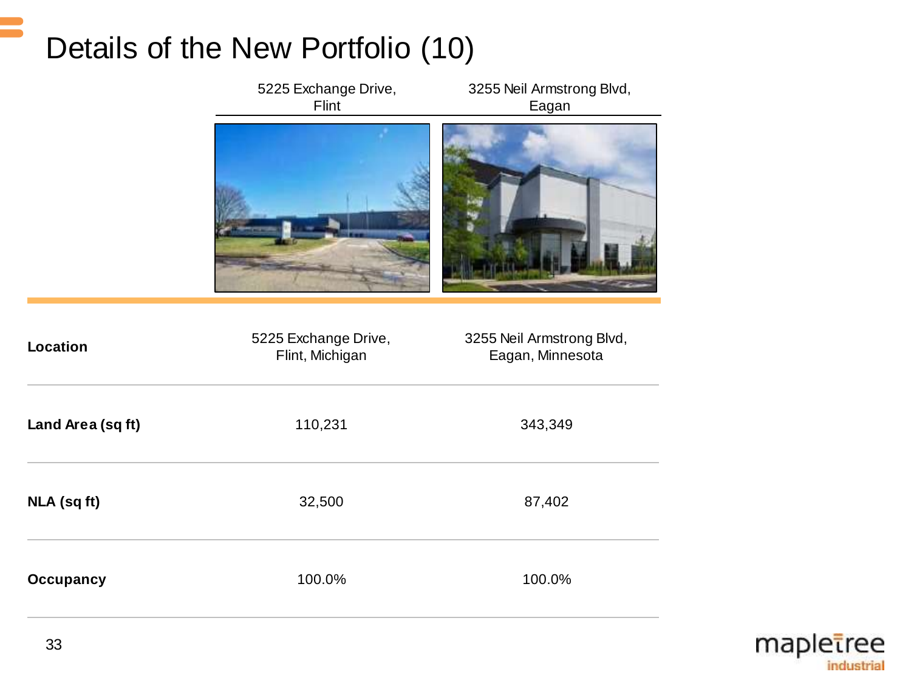# Details of the New Portfolio (10)

| | 5225 Exchange Drive, Flint | 3255 Neil Armstrong Blvd, Eagan |
|---|---|---|
| **Location** | 5225 Exchange Drive, Flint, Michigan | 3255 Neil Armstrong Blvd, Eagan, Minnesota |
| **Land Area (sq ft)** | 110,231 | 343,349 |
| **NLA (sq ft)** | 32,500 | 87,402 |
| **Occupancy** | 100.0% | 100.0% |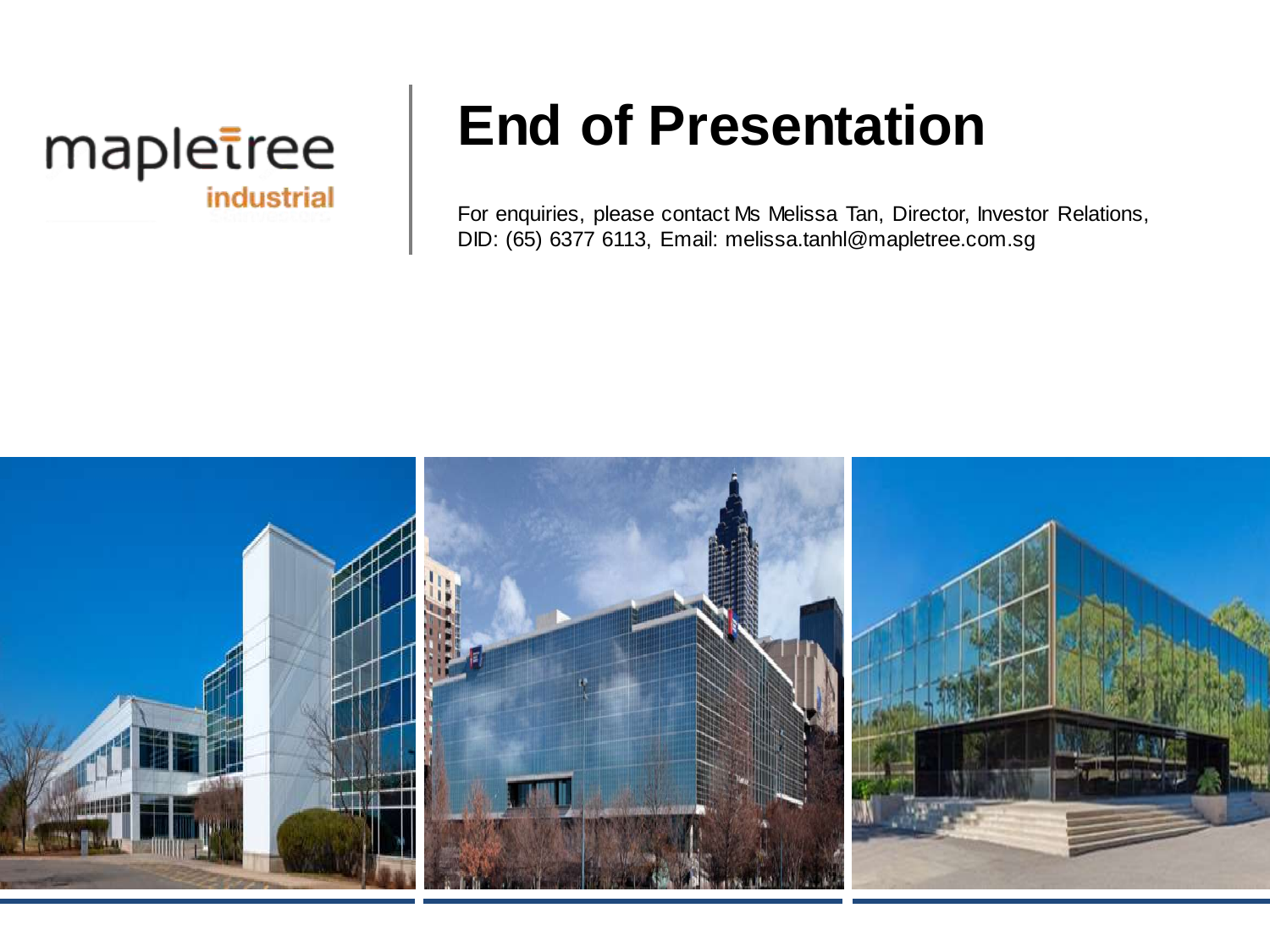mapletree industrial

# End of Presentation

For enquiries, please contact Ms Melissa Tan, Director, Investor Relations, DID: (65) 6377 6113, Email: melissa.tanhl@mapletree.com.sg